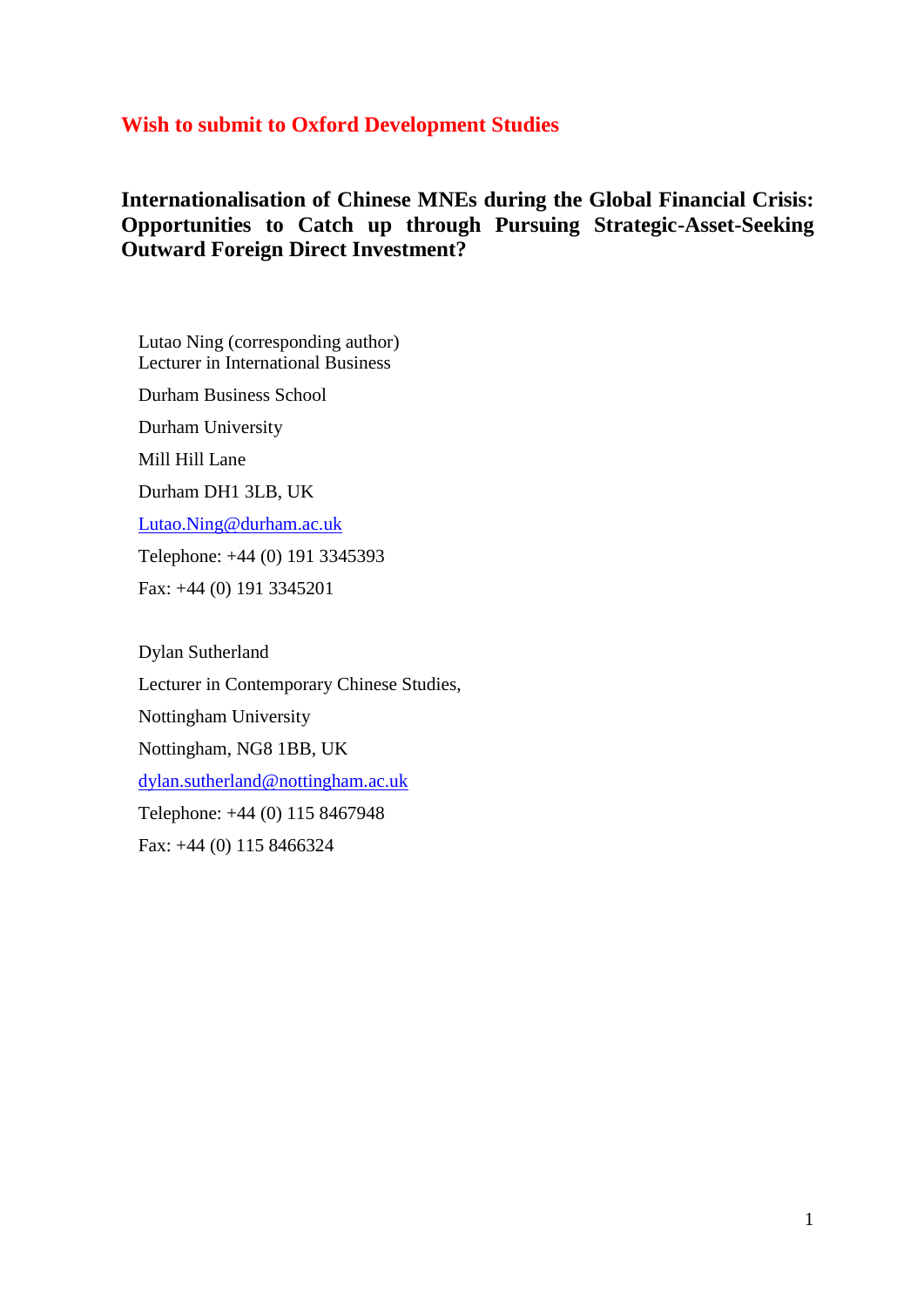**Wish to submit to Oxford Development Studies**

# Internationalisation of Chinese MNEs during the Global Financial Crisis: Opportunities to Catch up through Pursuing Strategic-Asset-Seeking Outward Foreign Direct Investment?

Lutao Ning (corresponding author)
Lecturer in International Business

Durham Business School

Durham University

Mill Hill Lane

Durham DH1 3LB, UK

Lutao.Ning@durham.ac.uk

Telephone: +44 (0) 191 3345393

Fax: +44 (0) 191 3345201

Dylan Sutherland

Lecturer in Contemporary Chinese Studies,

Nottingham University

Nottingham, NG8 1BB, UK

dylan.sutherland@nottingham.ac.uk

Telephone: +44 (0) 115 8467948

Fax: +44 (0) 115 8466324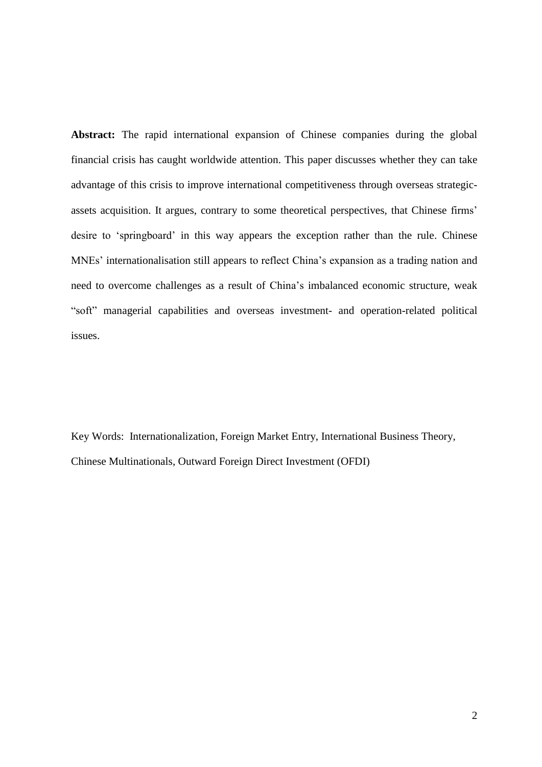**Abstract:** The rapid international expansion of Chinese companies during the global financial crisis has caught worldwide attention. This paper discusses whether they can take advantage of this crisis to improve international competitiveness through overseas strategic-assets acquisition. It argues, contrary to some theoretical perspectives, that Chinese firms' desire to 'springboard' in this way appears the exception rather than the rule. Chinese MNEs' internationalisation still appears to reflect China's expansion as a trading nation and need to overcome challenges as a result of China's imbalanced economic structure, weak "soft" managerial capabilities and overseas investment- and operation-related political issues.

Key Words: Internationalization, Foreign Market Entry, International Business Theory, Chinese Multinationals, Outward Foreign Direct Investment (OFDI)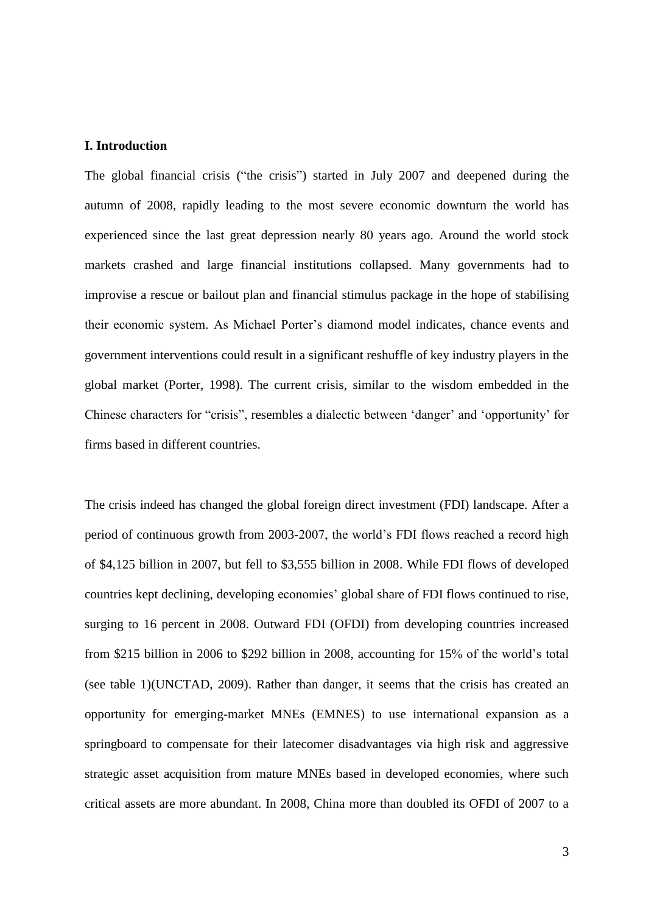## I. Introduction

The global financial crisis ("the crisis") started in July 2007 and deepened during the autumn of 2008, rapidly leading to the most severe economic downturn the world has experienced since the last great depression nearly 80 years ago. Around the world stock markets crashed and large financial institutions collapsed. Many governments had to improvise a rescue or bailout plan and financial stimulus package in the hope of stabilising their economic system. As Michael Porter's diamond model indicates, chance events and government interventions could result in a significant reshuffle of key industry players in the global market (Porter, 1998). The current crisis, similar to the wisdom embedded in the Chinese characters for "crisis", resembles a dialectic between 'danger' and 'opportunity' for firms based in different countries.

The crisis indeed has changed the global foreign direct investment (FDI) landscape. After a period of continuous growth from 2003-2007, the world's FDI flows reached a record high of $4,125 billion in 2007, but fell to $3,555 billion in 2008. While FDI flows of developed countries kept declining, developing economies' global share of FDI flows continued to rise, surging to 16 percent in 2008. Outward FDI (OFDI) from developing countries increased from $215 billion in 2006 to $292 billion in 2008, accounting for 15% of the world's total (see table 1)(UNCTAD, 2009). Rather than danger, it seems that the crisis has created an opportunity for emerging-market MNEs (EMNES) to use international expansion as a springboard to compensate for their latecomer disadvantages via high risk and aggressive strategic asset acquisition from mature MNEs based in developed economies, where such critical assets are more abundant. In 2008, China more than doubled its OFDI of 2007 to a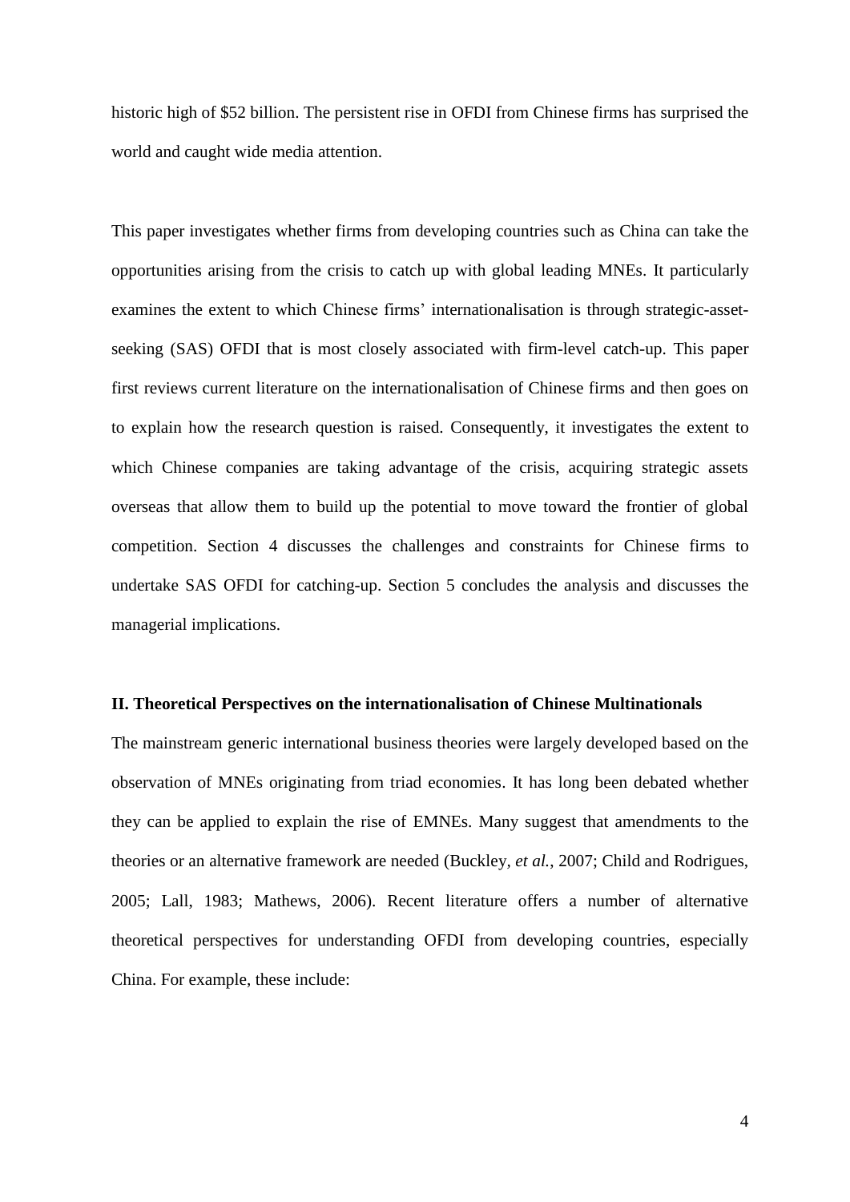historic high of $52 billion. The persistent rise in OFDI from Chinese firms has surprised the world and caught wide media attention.

This paper investigates whether firms from developing countries such as China can take the opportunities arising from the crisis to catch up with global leading MNEs. It particularly examines the extent to which Chinese firms' internationalisation is through strategic-asset-seeking (SAS) OFDI that is most closely associated with firm-level catch-up. This paper first reviews current literature on the internationalisation of Chinese firms and then goes on to explain how the research question is raised. Consequently, it investigates the extent to which Chinese companies are taking advantage of the crisis, acquiring strategic assets overseas that allow them to build up the potential to move toward the frontier of global competition. Section 4 discusses the challenges and constraints for Chinese firms to undertake SAS OFDI for catching-up. Section 5 concludes the analysis and discusses the managerial implications.

## II. Theoretical Perspectives on the internationalisation of Chinese Multinationals

The mainstream generic international business theories were largely developed based on the observation of MNEs originating from triad economies. It has long been debated whether they can be applied to explain the rise of EMNEs. Many suggest that amendments to the theories or an alternative framework are needed (Buckley, *et al.*, 2007; Child and Rodrigues, 2005; Lall, 1983; Mathews, 2006). Recent literature offers a number of alternative theoretical perspectives for understanding OFDI from developing countries, especially China. For example, these include: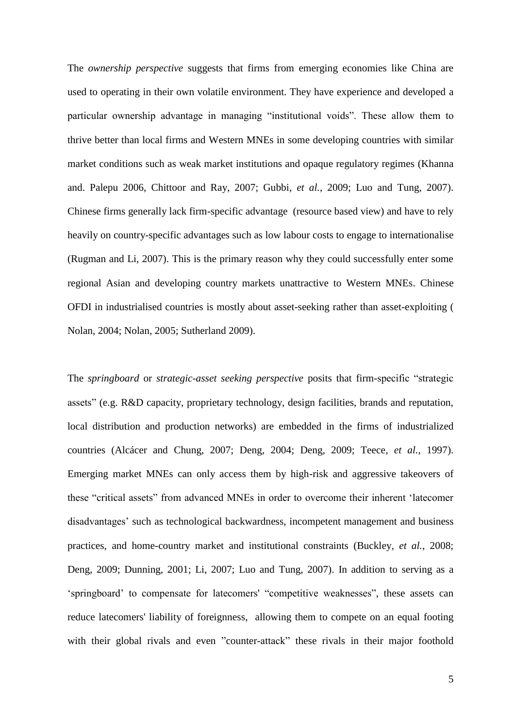The *ownership perspective* suggests that firms from emerging economies like China are used to operating in their own volatile environment. They have experience and developed a particular ownership advantage in managing "institutional voids". These allow them to thrive better than local firms and Western MNEs in some developing countries with similar market conditions such as weak market institutions and opaque regulatory regimes (Khanna and. Palepu 2006, Chittoor and Ray, 2007; Gubbi, *et al.*, 2009; Luo and Tung, 2007). Chinese firms generally lack firm-specific advantage (resource based view) and have to rely heavily on country-specific advantages such as low labour costs to engage to internationalise (Rugman and Li, 2007). This is the primary reason why they could successfully enter some regional Asian and developing country markets unattractive to Western MNEs. Chinese OFDI in industrialised countries is mostly about asset-seeking rather than asset-exploiting ( Nolan, 2004; Nolan, 2005; Sutherland 2009).

The *springboard* or *strategic-asset seeking perspective* posits that firm-specific "strategic assets" (e.g. R&D capacity, proprietary technology, design facilities, brands and reputation, local distribution and production networks) are embedded in the firms of industrialized countries (Alcácer and Chung, 2007; Deng, 2004; Deng, 2009; Teece, *et al.*, 1997). Emerging market MNEs can only access them by high-risk and aggressive takeovers of these "critical assets" from advanced MNEs in order to overcome their inherent 'latecomer disadvantages' such as technological backwardness, incompetent management and business practices, and home-country market and institutional constraints (Buckley, *et al.*, 2008; Deng, 2009; Dunning, 2001; Li, 2007; Luo and Tung, 2007). In addition to serving as a 'springboard' to compensate for latecomers' "competitive weaknesses", these assets can reduce latecomers' liability of foreignness, allowing them to compete on an equal footing with their global rivals and even "counter-attack" these rivals in their major foothold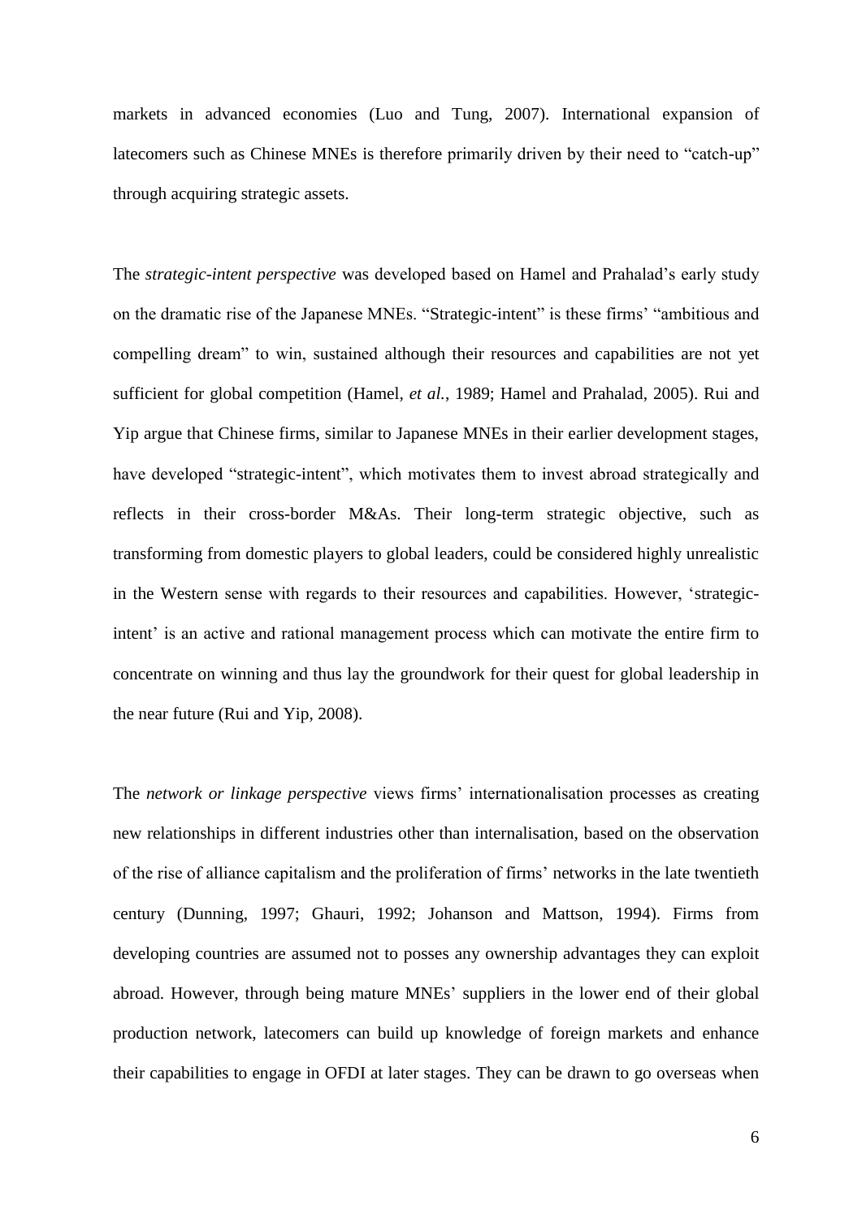markets in advanced economies (Luo and Tung, 2007). International expansion of latecomers such as Chinese MNEs is therefore primarily driven by their need to "catch-up" through acquiring strategic assets.

The *strategic-intent perspective* was developed based on Hamel and Prahalad's early study on the dramatic rise of the Japanese MNEs. "Strategic-intent" is these firms' "ambitious and compelling dream" to win, sustained although their resources and capabilities are not yet sufficient for global competition (Hamel, *et al.*, 1989; Hamel and Prahalad, 2005). Rui and Yip argue that Chinese firms, similar to Japanese MNEs in their earlier development stages, have developed "strategic-intent", which motivates them to invest abroad strategically and reflects in their cross-border M&As. Their long-term strategic objective, such as transforming from domestic players to global leaders, could be considered highly unrealistic in the Western sense with regards to their resources and capabilities. However, 'strategic-intent' is an active and rational management process which can motivate the entire firm to concentrate on winning and thus lay the groundwork for their quest for global leadership in the near future (Rui and Yip, 2008).

The *network or linkage perspective* views firms' internationalisation processes as creating new relationships in different industries other than internalisation, based on the observation of the rise of alliance capitalism and the proliferation of firms' networks in the late twentieth century (Dunning, 1997; Ghauri, 1992; Johanson and Mattson, 1994). Firms from developing countries are assumed not to posses any ownership advantages they can exploit abroad. However, through being mature MNEs' suppliers in the lower end of their global production network, latecomers can build up knowledge of foreign markets and enhance their capabilities to engage in OFDI at later stages. They can be drawn to go overseas when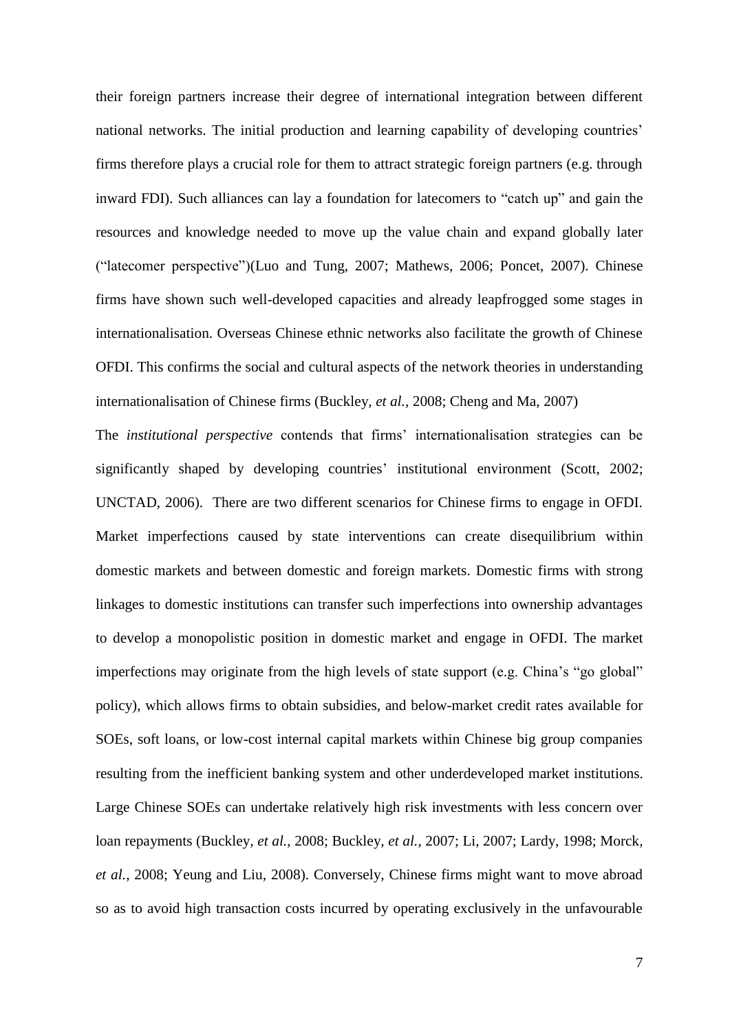their foreign partners increase their degree of international integration between different national networks. The initial production and learning capability of developing countries' firms therefore plays a crucial role for them to attract strategic foreign partners (e.g. through inward FDI). Such alliances can lay a foundation for latecomers to "catch up" and gain the resources and knowledge needed to move up the value chain and expand globally later ("latecomer perspective")(Luo and Tung, 2007; Mathews, 2006; Poncet, 2007). Chinese firms have shown such well-developed capacities and already leapfrogged some stages in internationalisation. Overseas Chinese ethnic networks also facilitate the growth of Chinese OFDI. This confirms the social and cultural aspects of the network theories in understanding internationalisation of Chinese firms (Buckley, *et al.*, 2008; Cheng and Ma, 2007)

The *institutional perspective* contends that firms' internationalisation strategies can be significantly shaped by developing countries' institutional environment (Scott, 2002; UNCTAD, 2006). There are two different scenarios for Chinese firms to engage in OFDI. Market imperfections caused by state interventions can create disequilibrium within domestic markets and between domestic and foreign markets. Domestic firms with strong linkages to domestic institutions can transfer such imperfections into ownership advantages to develop a monopolistic position in domestic market and engage in OFDI. The market imperfections may originate from the high levels of state support (e.g. China's "go global" policy), which allows firms to obtain subsidies, and below-market credit rates available for SOEs, soft loans, or low-cost internal capital markets within Chinese big group companies resulting from the inefficient banking system and other underdeveloped market institutions. Large Chinese SOEs can undertake relatively high risk investments with less concern over loan repayments (Buckley, *et al.*, 2008; Buckley, *et al.*, 2007; Li, 2007; Lardy, 1998; Morck, *et al.*, 2008; Yeung and Liu, 2008). Conversely, Chinese firms might want to move abroad so as to avoid high transaction costs incurred by operating exclusively in the unfavourable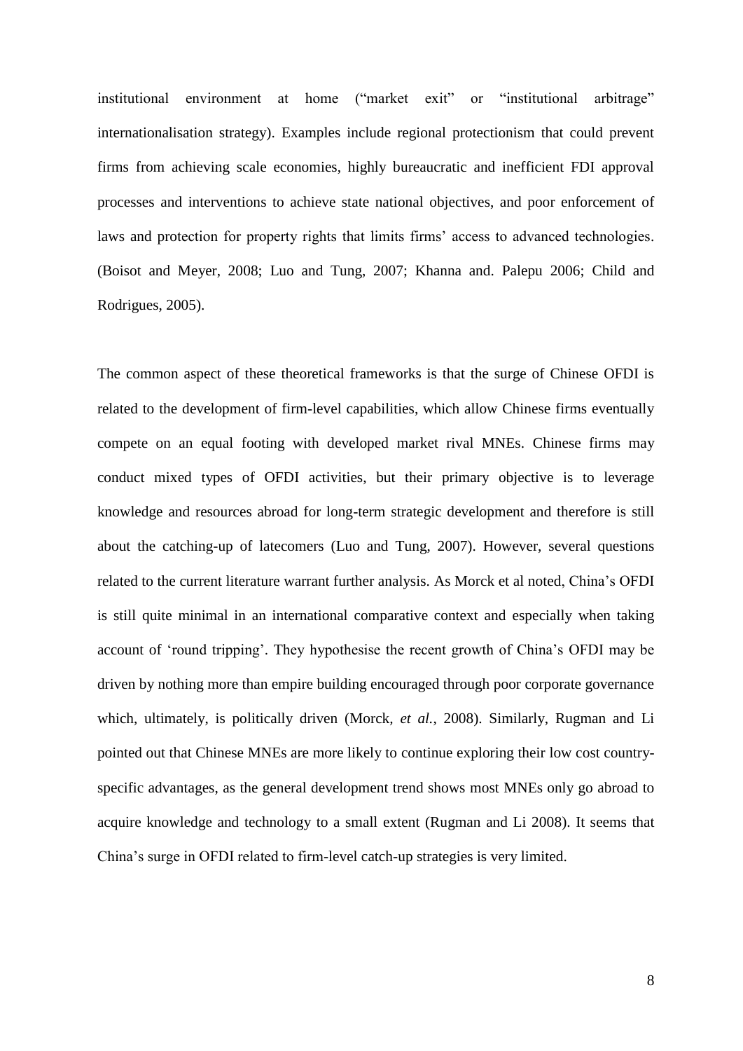institutional environment at home ("market exit" or "institutional arbitrage" internationalisation strategy). Examples include regional protectionism that could prevent firms from achieving scale economies, highly bureaucratic and inefficient FDI approval processes and interventions to achieve state national objectives, and poor enforcement of laws and protection for property rights that limits firms' access to advanced technologies. (Boisot and Meyer, 2008; Luo and Tung, 2007; Khanna and. Palepu 2006; Child and Rodrigues, 2005).

The common aspect of these theoretical frameworks is that the surge of Chinese OFDI is related to the development of firm-level capabilities, which allow Chinese firms eventually compete on an equal footing with developed market rival MNEs. Chinese firms may conduct mixed types of OFDI activities, but their primary objective is to leverage knowledge and resources abroad for long-term strategic development and therefore is still about the catching-up of latecomers (Luo and Tung, 2007). However, several questions related to the current literature warrant further analysis. As Morck et al noted, China's OFDI is still quite minimal in an international comparative context and especially when taking account of 'round tripping'. They hypothesise the recent growth of China's OFDI may be driven by nothing more than empire building encouraged through poor corporate governance which, ultimately, is politically driven (Morck, *et al.*, 2008). Similarly, Rugman and Li pointed out that Chinese MNEs are more likely to continue exploring their low cost country-specific advantages, as the general development trend shows most MNEs only go abroad to acquire knowledge and technology to a small extent (Rugman and Li 2008). It seems that China's surge in OFDI related to firm-level catch-up strategies is very limited.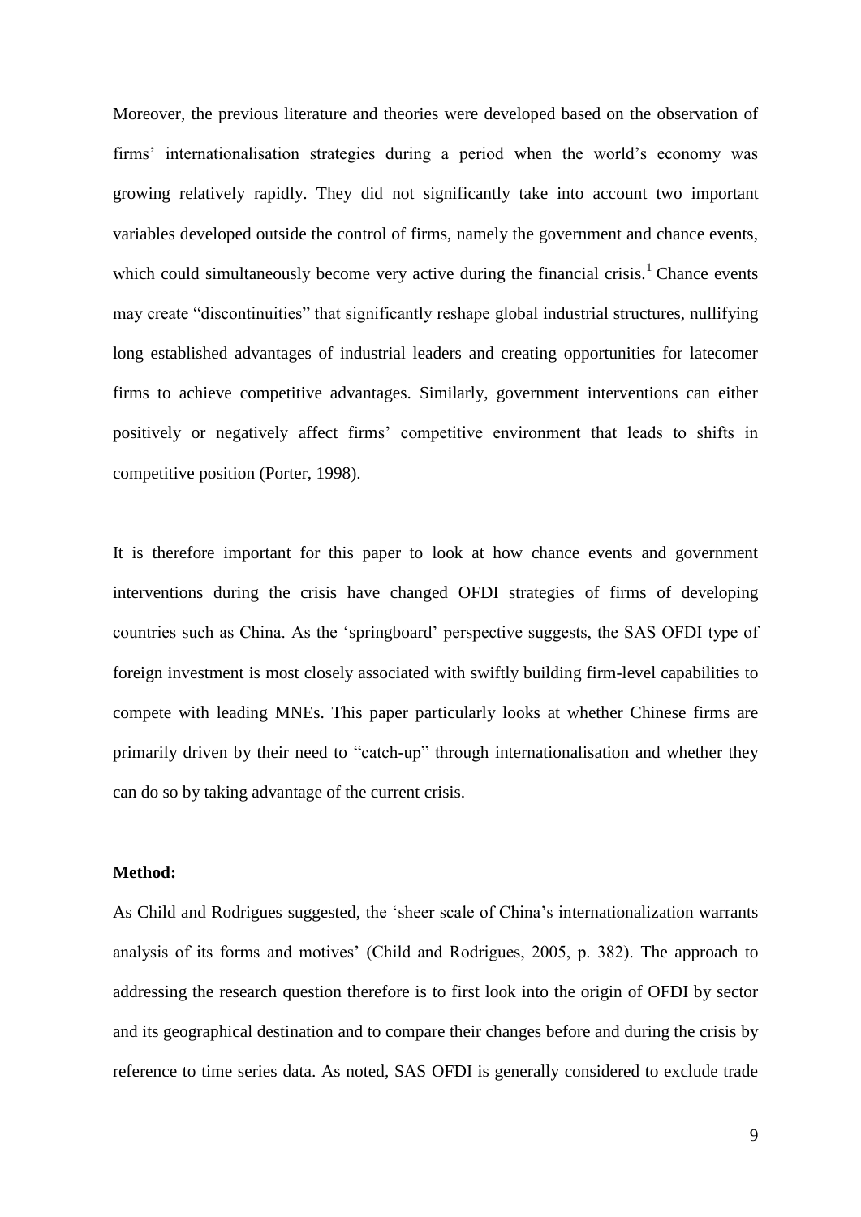Moreover, the previous literature and theories were developed based on the observation of firms' internationalisation strategies during a period when the world's economy was growing relatively rapidly. They did not significantly take into account two important variables developed outside the control of firms, namely the government and chance events, which could simultaneously become very active during the financial crisis.[1] Chance events may create "discontinuities" that significantly reshape global industrial structures, nullifying long established advantages of industrial leaders and creating opportunities for latecomer firms to achieve competitive advantages. Similarly, government interventions can either positively or negatively affect firms' competitive environment that leads to shifts in competitive position (Porter, 1998).

It is therefore important for this paper to look at how chance events and government interventions during the crisis have changed OFDI strategies of firms of developing countries such as China. As the 'springboard' perspective suggests, the SAS OFDI type of foreign investment is most closely associated with swiftly building firm-level capabilities to compete with leading MNEs. This paper particularly looks at whether Chinese firms are primarily driven by their need to "catch-up" through internationalisation and whether they can do so by taking advantage of the current crisis.

**Method:**

As Child and Rodrigues suggested, the 'sheer scale of China's internationalization warrants analysis of its forms and motives' (Child and Rodrigues, 2005, p. 382). The approach to addressing the research question therefore is to first look into the origin of OFDI by sector and its geographical destination and to compare their changes before and during the crisis by reference to time series data. As noted, SAS OFDI is generally considered to exclude trade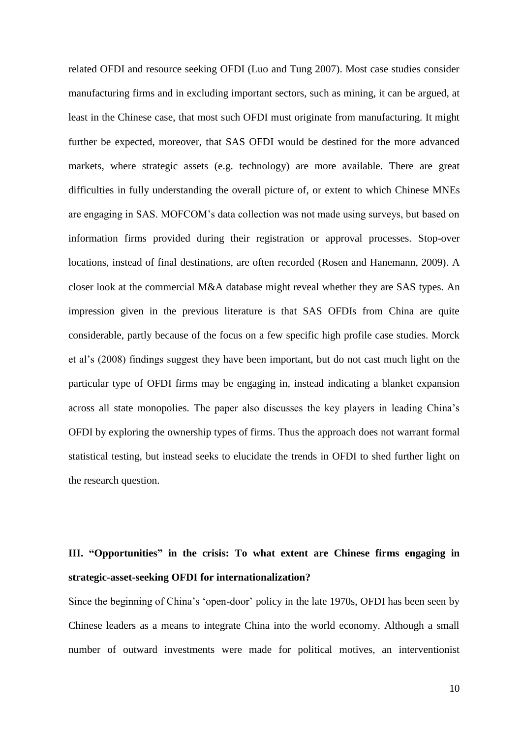related OFDI and resource seeking OFDI (Luo and Tung 2007). Most case studies consider manufacturing firms and in excluding important sectors, such as mining, it can be argued, at least in the Chinese case, that most such OFDI must originate from manufacturing. It might further be expected, moreover, that SAS OFDI would be destined for the more advanced markets, where strategic assets (e.g. technology) are more available. There are great difficulties in fully understanding the overall picture of, or extent to which Chinese MNEs are engaging in SAS. MOFCOM's data collection was not made using surveys, but based on information firms provided during their registration or approval processes. Stop-over locations, instead of final destinations, are often recorded (Rosen and Hanemann, 2009). A closer look at the commercial M&A database might reveal whether they are SAS types. An impression given in the previous literature is that SAS OFDIs from China are quite considerable, partly because of the focus on a few specific high profile case studies. Morck et al's (2008) findings suggest they have been important, but do not cast much light on the particular type of OFDI firms may be engaging in, instead indicating a blanket expansion across all state monopolies. The paper also discusses the key players in leading China's OFDI by exploring the ownership types of firms. Thus the approach does not warrant formal statistical testing, but instead seeks to elucidate the trends in OFDI to shed further light on the research question.

## III. "Opportunities" in the crisis: To what extent are Chinese firms engaging in strategic-asset-seeking OFDI for internationalization?

Since the beginning of China's 'open-door' policy in the late 1970s, OFDI has been seen by Chinese leaders as a means to integrate China into the world economy. Although a small number of outward investments were made for political motives, an interventionist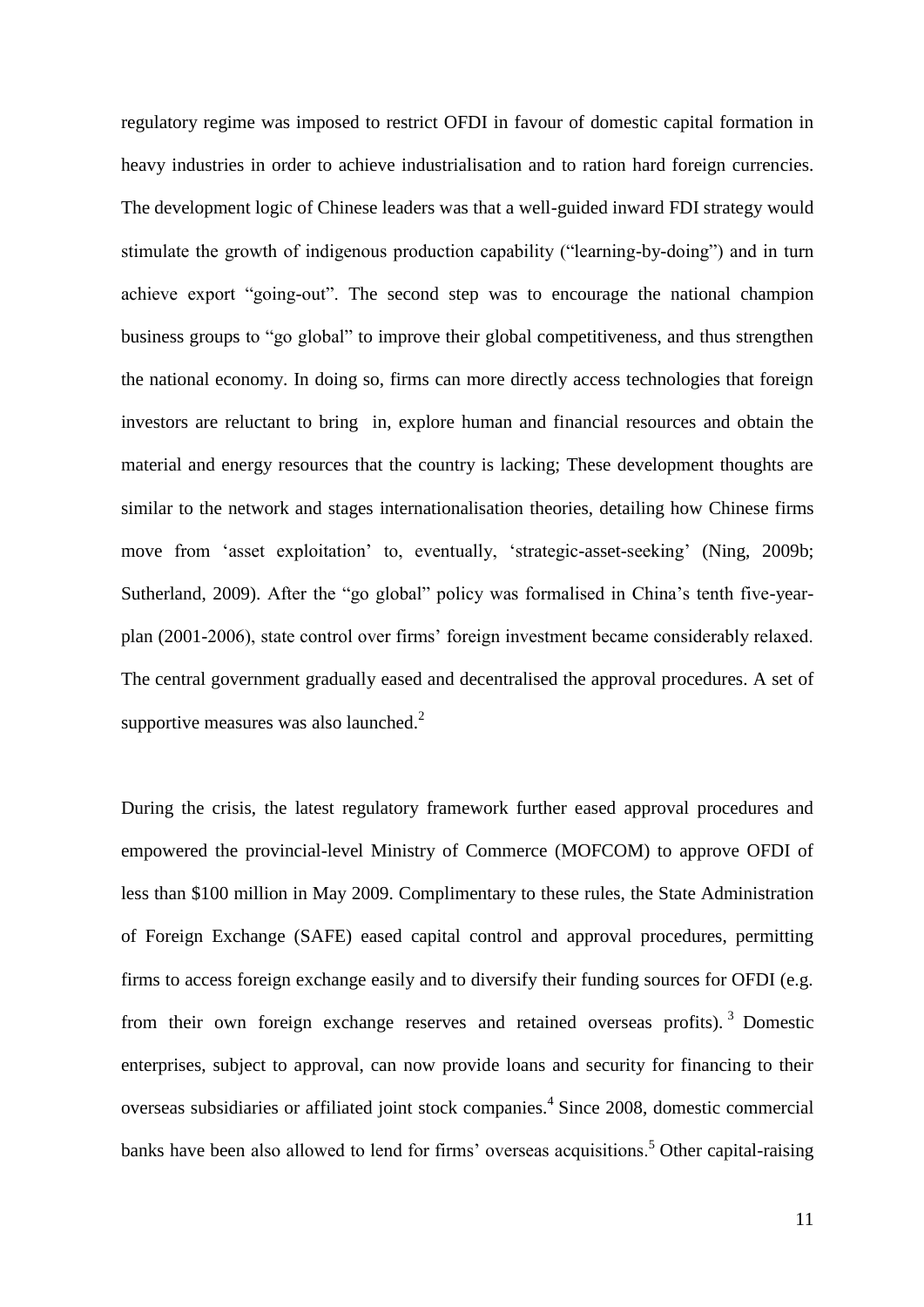regulatory regime was imposed to restrict OFDI in favour of domestic capital formation in heavy industries in order to achieve industrialisation and to ration hard foreign currencies. The development logic of Chinese leaders was that a well-guided inward FDI strategy would stimulate the growth of indigenous production capability ("learning-by-doing") and in turn achieve export "going-out". The second step was to encourage the national champion business groups to "go global" to improve their global competitiveness, and thus strengthen the national economy. In doing so, firms can more directly access technologies that foreign investors are reluctant to bring in, explore human and financial resources and obtain the material and energy resources that the country is lacking; These development thoughts are similar to the network and stages internationalisation theories, detailing how Chinese firms move from 'asset exploitation' to, eventually, 'strategic-asset-seeking' (Ning, 2009b; Sutherland, 2009). After the "go global" policy was formalised in China's tenth five-year-plan (2001-2006), state control over firms' foreign investment became considerably relaxed. The central government gradually eased and decentralised the approval procedures. A set of supportive measures was also launched.[2]

During the crisis, the latest regulatory framework further eased approval procedures and empowered the provincial-level Ministry of Commerce (MOFCOM) to approve OFDI of less than \$100 million in May 2009. Complimentary to these rules, the State Administration of Foreign Exchange (SAFE) eased capital control and approval procedures, permitting firms to access foreign exchange easily and to diversify their funding sources for OFDI (e.g. from their own foreign exchange reserves and retained overseas profits).[3] Domestic enterprises, subject to approval, can now provide loans and security for financing to their overseas subsidiaries or affiliated joint stock companies.[4] Since 2008, domestic commercial banks have been also allowed to lend for firms' overseas acquisitions.[5] Other capital-raising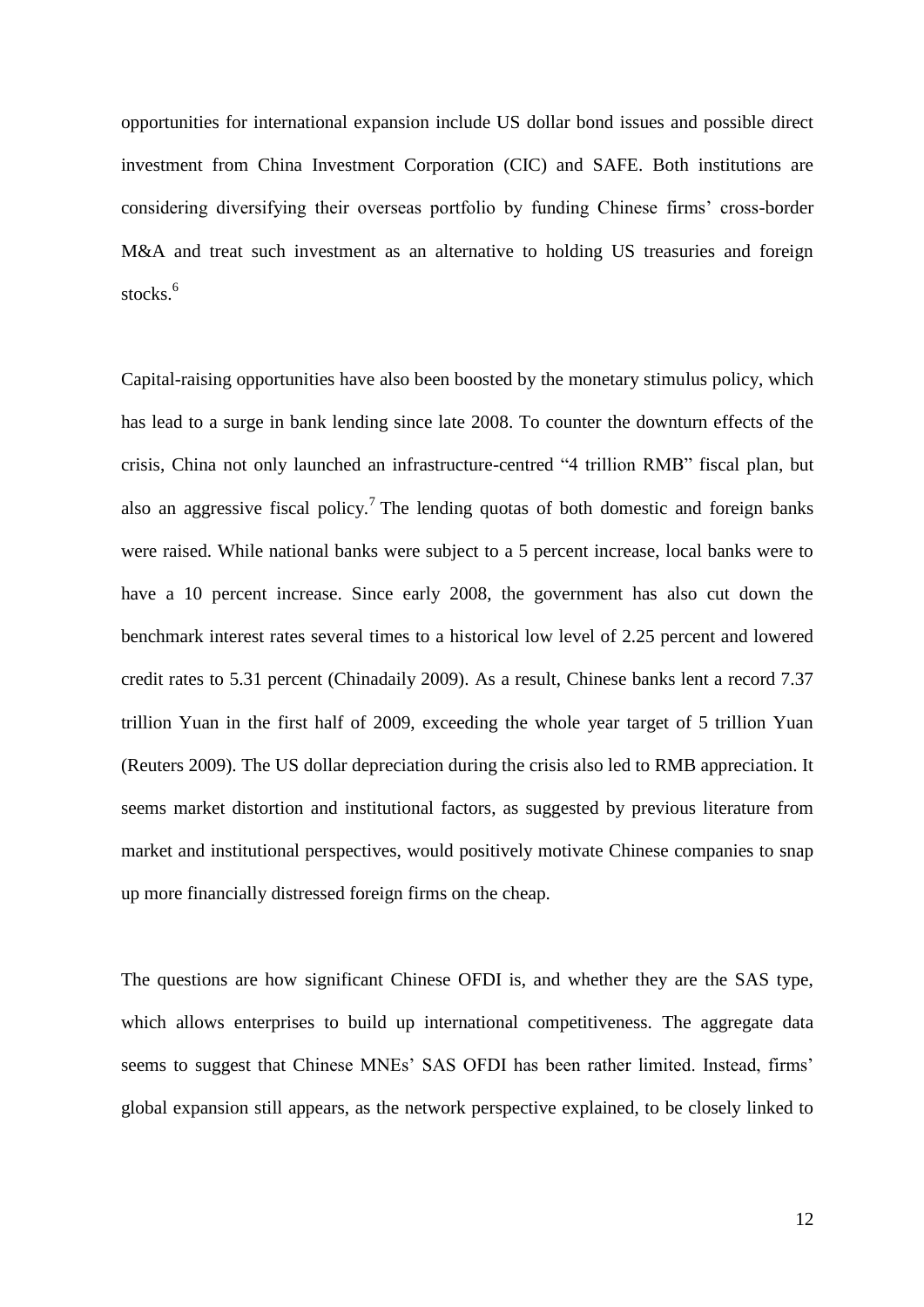opportunities for international expansion include US dollar bond issues and possible direct investment from China Investment Corporation (CIC) and SAFE. Both institutions are considering diversifying their overseas portfolio by funding Chinese firms' cross-border M&A and treat such investment as an alternative to holding US treasuries and foreign stocks.[6]

Capital-raising opportunities have also been boosted by the monetary stimulus policy, which has lead to a surge in bank lending since late 2008. To counter the downturn effects of the crisis, China not only launched an infrastructure-centred "4 trillion RMB" fiscal plan, but also an aggressive fiscal policy.[7] The lending quotas of both domestic and foreign banks were raised. While national banks were subject to a 5 percent increase, local banks were to have a 10 percent increase. Since early 2008, the government has also cut down the benchmark interest rates several times to a historical low level of 2.25 percent and lowered credit rates to 5.31 percent (Chinadaily 2009). As a result, Chinese banks lent a record 7.37 trillion Yuan in the first half of 2009, exceeding the whole year target of 5 trillion Yuan (Reuters 2009). The US dollar depreciation during the crisis also led to RMB appreciation. It seems market distortion and institutional factors, as suggested by previous literature from market and institutional perspectives, would positively motivate Chinese companies to snap up more financially distressed foreign firms on the cheap.

The questions are how significant Chinese OFDI is, and whether they are the SAS type, which allows enterprises to build up international competitiveness. The aggregate data seems to suggest that Chinese MNEs' SAS OFDI has been rather limited. Instead, firms' global expansion still appears, as the network perspective explained, to be closely linked to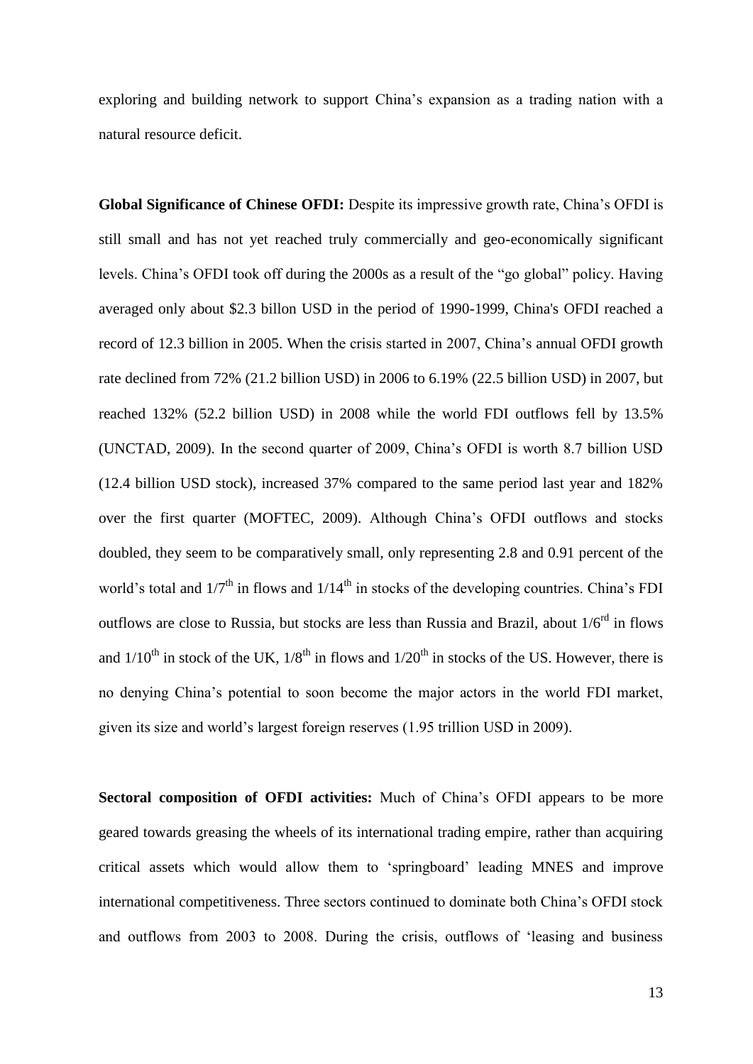exploring and building network to support China's expansion as a trading nation with a natural resource deficit.

**Global Significance of Chinese OFDI:** Despite its impressive growth rate, China's OFDI is still small and has not yet reached truly commercially and geo-economically significant levels. China's OFDI took off during the 2000s as a result of the "go global" policy. Having averaged only about \$2.3 billon USD in the period of 1990-1999, China's OFDI reached a record of 12.3 billion in 2005. When the crisis started in 2007, China's annual OFDI growth rate declined from 72% (21.2 billion USD) in 2006 to 6.19% (22.5 billion USD) in 2007, but reached 132% (52.2 billion USD) in 2008 while the world FDI outflows fell by 13.5% (UNCTAD, 2009). In the second quarter of 2009, China's OFDI is worth 8.7 billion USD (12.4 billion USD stock), increased 37% compared to the same period last year and 182% over the first quarter (MOFTEC, 2009). Although China's OFDI outflows and stocks doubled, they seem to be comparatively small, only representing 2.8 and 0.91 percent of the world's total and 1/7th in flows and 1/14th in stocks of the developing countries. China's FDI outflows are close to Russia, but stocks are less than Russia and Brazil, about 1/6rd in flows and 1/10th in stock of the UK, 1/8th in flows and 1/20th in stocks of the US. However, there is no denying China's potential to soon become the major actors in the world FDI market, given its size and world's largest foreign reserves (1.95 trillion USD in 2009).

**Sectoral composition of OFDI activities:** Much of China's OFDI appears to be more geared towards greasing the wheels of its international trading empire, rather than acquiring critical assets which would allow them to 'springboard' leading MNES and improve international competitiveness. Three sectors continued to dominate both China's OFDI stock and outflows from 2003 to 2008. During the crisis, outflows of 'leasing and business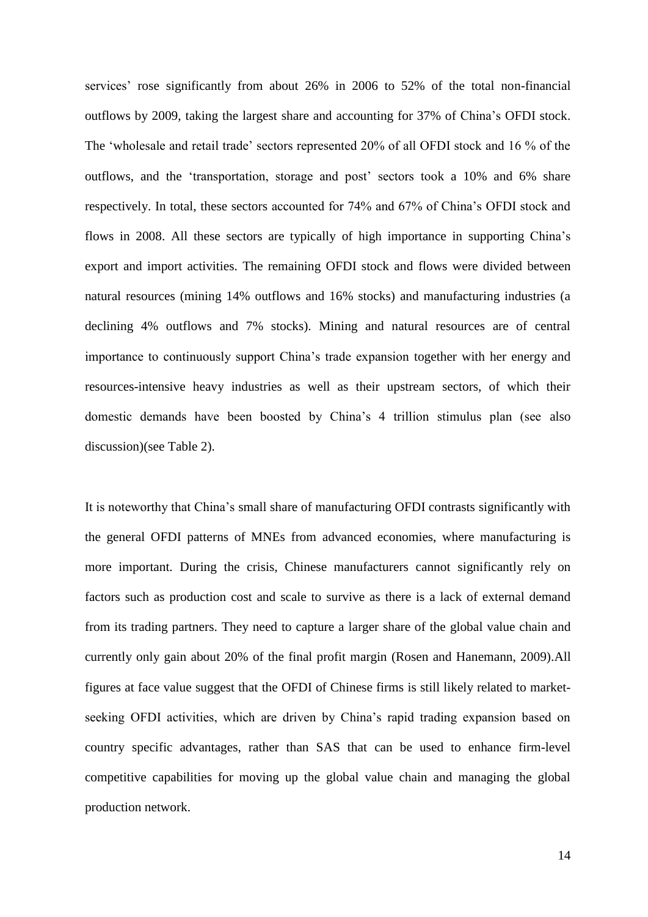services' rose significantly from about 26% in 2006 to 52% of the total non-financial outflows by 2009, taking the largest share and accounting for 37% of China's OFDI stock. The 'wholesale and retail trade' sectors represented 20% of all OFDI stock and 16 % of the outflows, and the 'transportation, storage and post' sectors took a 10% and 6% share respectively. In total, these sectors accounted for 74% and 67% of China's OFDI stock and flows in 2008. All these sectors are typically of high importance in supporting China's export and import activities. The remaining OFDI stock and flows were divided between natural resources (mining 14% outflows and 16% stocks) and manufacturing industries (a declining 4% outflows and 7% stocks). Mining and natural resources are of central importance to continuously support China's trade expansion together with her energy and resources-intensive heavy industries as well as their upstream sectors, of which their domestic demands have been boosted by China's 4 trillion stimulus plan (see also discussion)(see Table 2).

It is noteworthy that China's small share of manufacturing OFDI contrasts significantly with the general OFDI patterns of MNEs from advanced economies, where manufacturing is more important. During the crisis, Chinese manufacturers cannot significantly rely on factors such as production cost and scale to survive as there is a lack of external demand from its trading partners. They need to capture a larger share of the global value chain and currently only gain about 20% of the final profit margin (Rosen and Hanemann, 2009).All figures at face value suggest that the OFDI of Chinese firms is still likely related to market-seeking OFDI activities, which are driven by China's rapid trading expansion based on country specific advantages, rather than SAS that can be used to enhance firm-level competitive capabilities for moving up the global value chain and managing the global production network.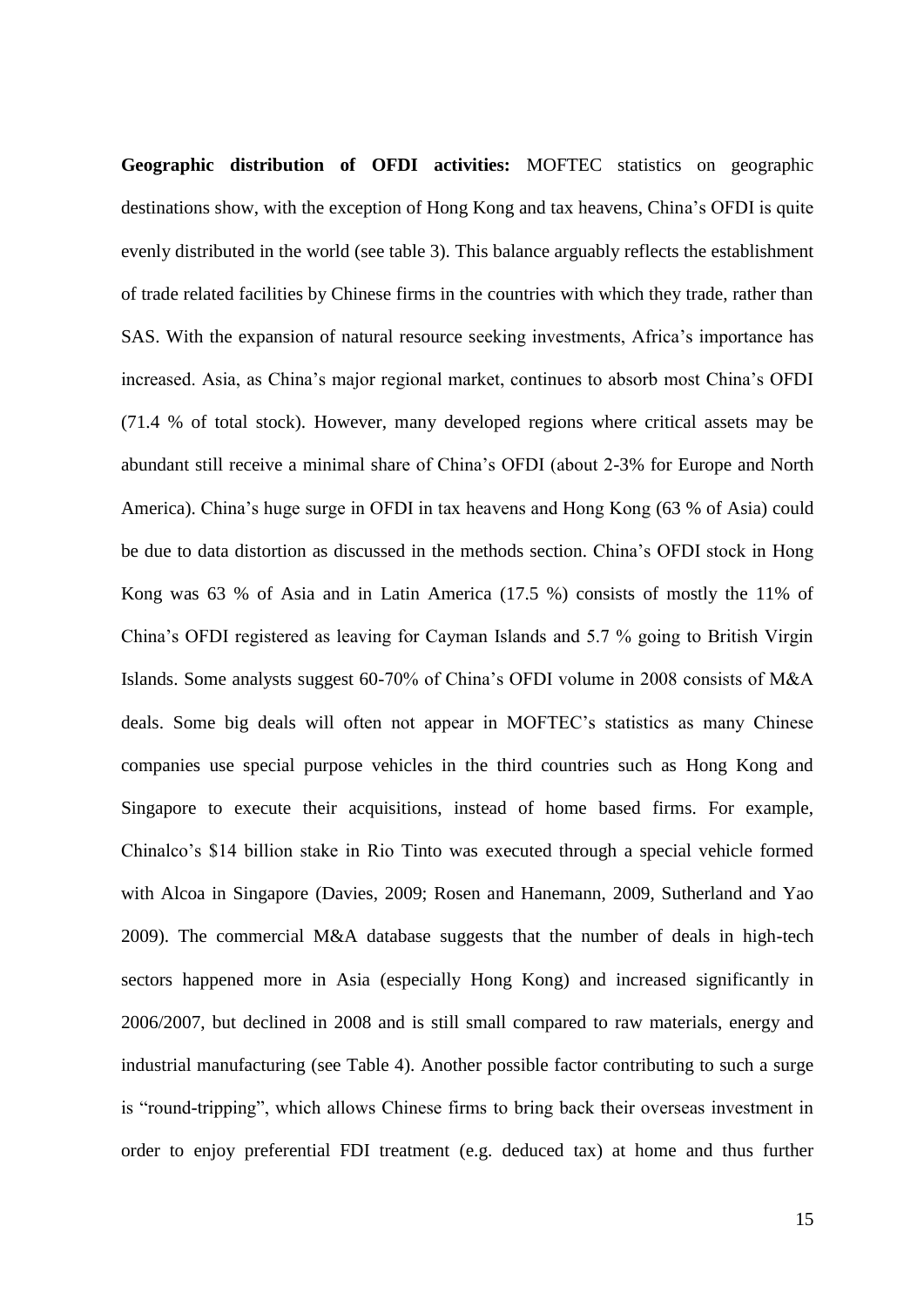**Geographic distribution of OFDI activities:** MOFTEC statistics on geographic destinations show, with the exception of Hong Kong and tax heavens, China's OFDI is quite evenly distributed in the world (see table 3). This balance arguably reflects the establishment of trade related facilities by Chinese firms in the countries with which they trade, rather than SAS. With the expansion of natural resource seeking investments, Africa's importance has increased. Asia, as China's major regional market, continues to absorb most China's OFDI (71.4 % of total stock). However, many developed regions where critical assets may be abundant still receive a minimal share of China's OFDI (about 2-3% for Europe and North America). China's huge surge in OFDI in tax heavens and Hong Kong (63 % of Asia) could be due to data distortion as discussed in the methods section. China's OFDI stock in Hong Kong was 63 % of Asia and in Latin America (17.5 %) consists of mostly the 11% of China's OFDI registered as leaving for Cayman Islands and 5.7 % going to British Virgin Islands. Some analysts suggest 60-70% of China's OFDI volume in 2008 consists of M&A deals. Some big deals will often not appear in MOFTEC's statistics as many Chinese companies use special purpose vehicles in the third countries such as Hong Kong and Singapore to execute their acquisitions, instead of home based firms. For example, Chinalco's $14 billion stake in Rio Tinto was executed through a special vehicle formed with Alcoa in Singapore (Davies, 2009; Rosen and Hanemann, 2009, Sutherland and Yao 2009). The commercial M&A database suggests that the number of deals in high-tech sectors happened more in Asia (especially Hong Kong) and increased significantly in 2006/2007, but declined in 2008 and is still small compared to raw materials, energy and industrial manufacturing (see Table 4). Another possible factor contributing to such a surge is "round-tripping", which allows Chinese firms to bring back their overseas investment in order to enjoy preferential FDI treatment (e.g. deduced tax) at home and thus further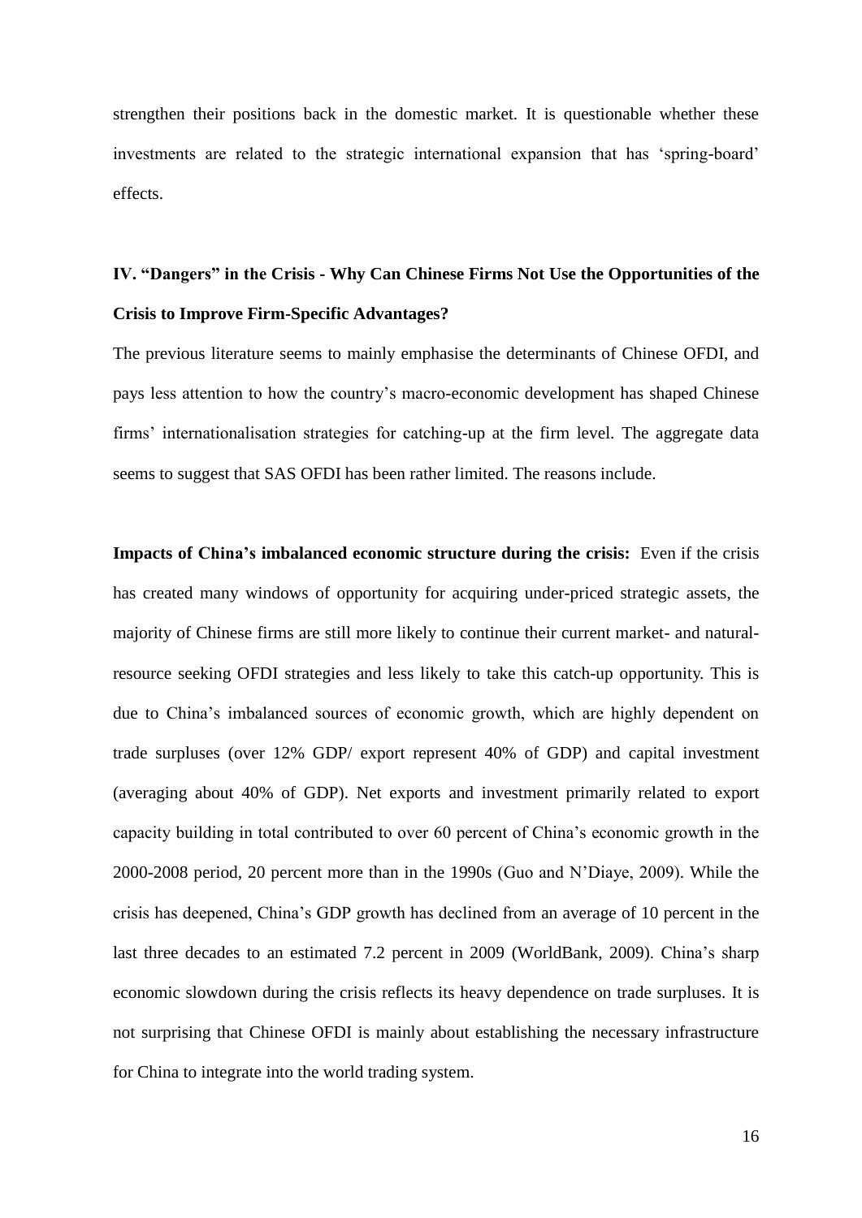strengthen their positions back in the domestic market. It is questionable whether these investments are related to the strategic international expansion that has 'spring-board' effects.

## IV. "Dangers" in the Crisis - Why Can Chinese Firms Not Use the Opportunities of the Crisis to Improve Firm-Specific Advantages?

The previous literature seems to mainly emphasise the determinants of Chinese OFDI, and pays less attention to how the country's macro-economic development has shaped Chinese firms' internationalisation strategies for catching-up at the firm level. The aggregate data seems to suggest that SAS OFDI has been rather limited. The reasons include.

**Impacts of China's imbalanced economic structure during the crisis:** Even if the crisis has created many windows of opportunity for acquiring under-priced strategic assets, the majority of Chinese firms are still more likely to continue their current market- and natural-resource seeking OFDI strategies and less likely to take this catch-up opportunity. This is due to China's imbalanced sources of economic growth, which are highly dependent on trade surpluses (over 12% GDP/ export represent 40% of GDP) and capital investment (averaging about 40% of GDP). Net exports and investment primarily related to export capacity building in total contributed to over 60 percent of China's economic growth in the 2000-2008 period, 20 percent more than in the 1990s (Guo and N'Diaye, 2009). While the crisis has deepened, China's GDP growth has declined from an average of 10 percent in the last three decades to an estimated 7.2 percent in 2009 (WorldBank, 2009). China's sharp economic slowdown during the crisis reflects its heavy dependence on trade surpluses. It is not surprising that Chinese OFDI is mainly about establishing the necessary infrastructure for China to integrate into the world trading system.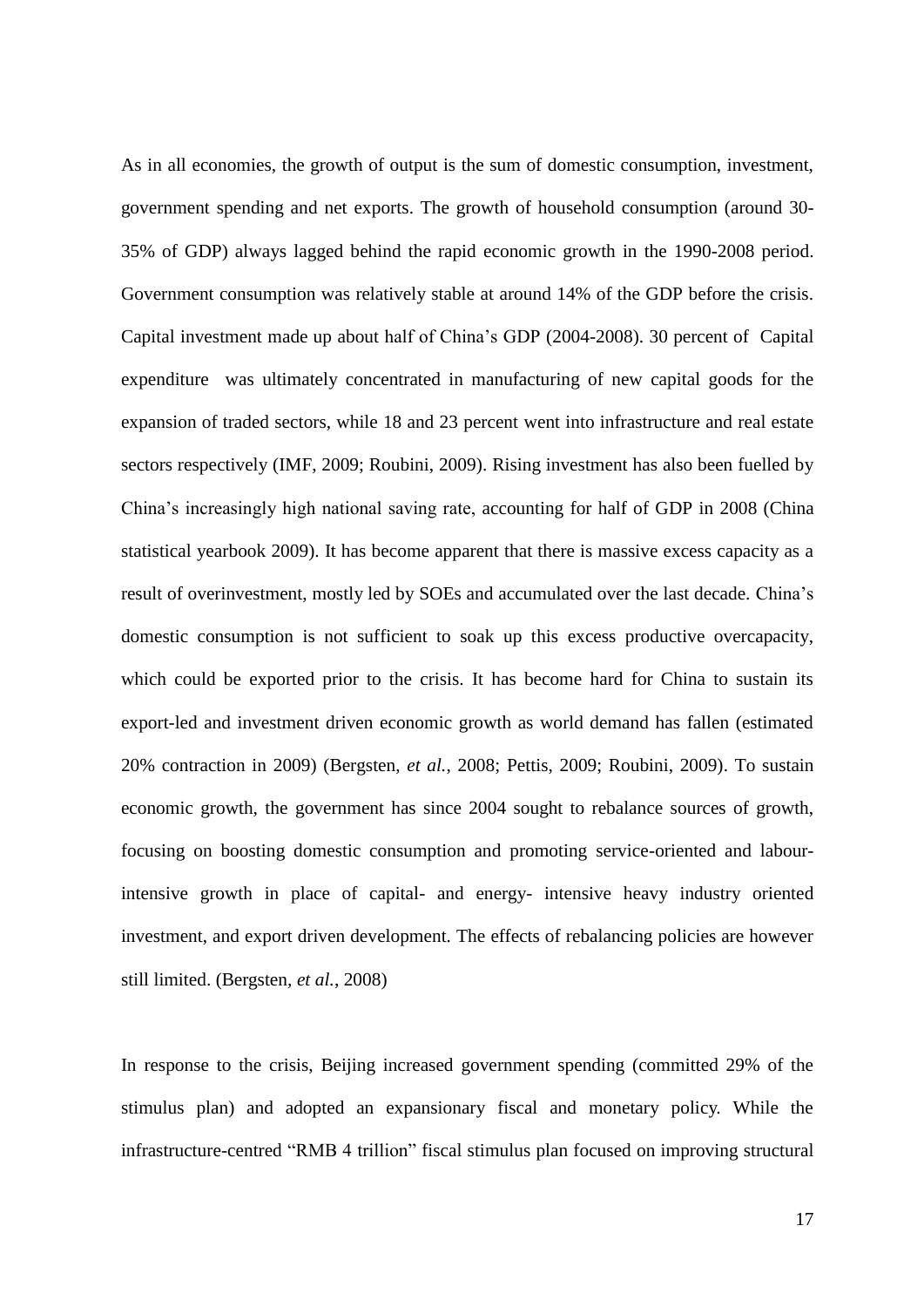As in all economies, the growth of output is the sum of domestic consumption, investment, government spending and net exports. The growth of household consumption (around 30-35% of GDP) always lagged behind the rapid economic growth in the 1990-2008 period. Government consumption was relatively stable at around 14% of the GDP before the crisis. Capital investment made up about half of China's GDP (2004-2008). 30 percent of Capital expenditure was ultimately concentrated in manufacturing of new capital goods for the expansion of traded sectors, while 18 and 23 percent went into infrastructure and real estate sectors respectively (IMF, 2009; Roubini, 2009). Rising investment has also been fuelled by China's increasingly high national saving rate, accounting for half of GDP in 2008 (China statistical yearbook 2009). It has become apparent that there is massive excess capacity as a result of overinvestment, mostly led by SOEs and accumulated over the last decade. China's domestic consumption is not sufficient to soak up this excess productive overcapacity, which could be exported prior to the crisis. It has become hard for China to sustain its export-led and investment driven economic growth as world demand has fallen (estimated 20% contraction in 2009) (Bergsten, *et al.*, 2008; Pettis, 2009; Roubini, 2009). To sustain economic growth, the government has since 2004 sought to rebalance sources of growth, focusing on boosting domestic consumption and promoting service-oriented and labour-intensive growth in place of capital- and energy- intensive heavy industry oriented investment, and export driven development. The effects of rebalancing policies are however still limited. (Bergsten, *et al.*, 2008)

In response to the crisis, Beijing increased government spending (committed 29% of the stimulus plan) and adopted an expansionary fiscal and monetary policy. While the infrastructure-centred "RMB 4 trillion" fiscal stimulus plan focused on improving structural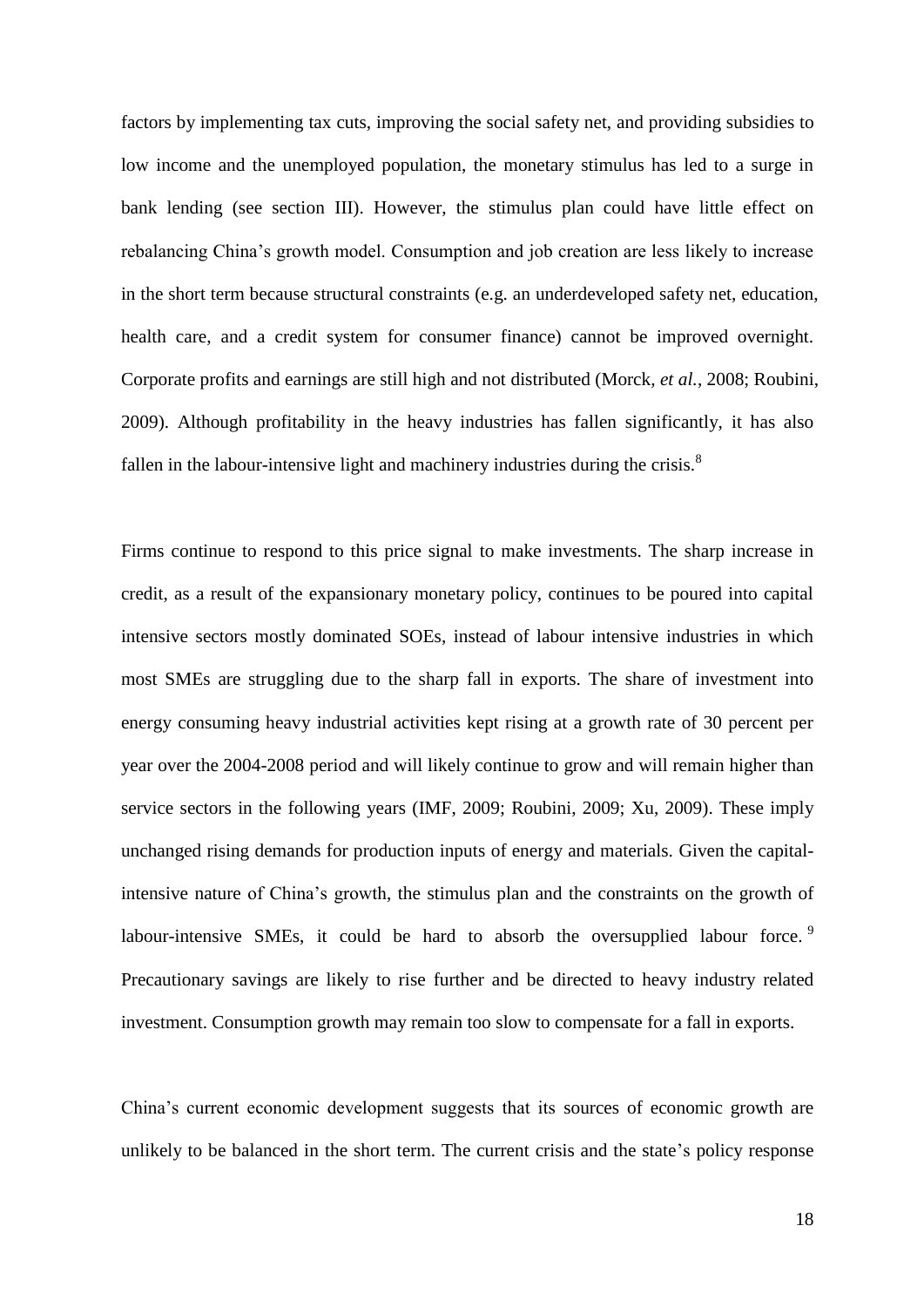factors by implementing tax cuts, improving the social safety net, and providing subsidies to low income and the unemployed population, the monetary stimulus has led to a surge in bank lending (see section III). However, the stimulus plan could have little effect on rebalancing China's growth model. Consumption and job creation are less likely to increase in the short term because structural constraints (e.g. an underdeveloped safety net, education, health care, and a credit system for consumer finance) cannot be improved overnight. Corporate profits and earnings are still high and not distributed (Morck, *et al.*, 2008; Roubini, 2009). Although profitability in the heavy industries has fallen significantly, it has also fallen in the labour-intensive light and machinery industries during the crisis.[8]

Firms continue to respond to this price signal to make investments. The sharp increase in credit, as a result of the expansionary monetary policy, continues to be poured into capital intensive sectors mostly dominated SOEs, instead of labour intensive industries in which most SMEs are struggling due to the sharp fall in exports. The share of investment into energy consuming heavy industrial activities kept rising at a growth rate of 30 percent per year over the 2004-2008 period and will likely continue to grow and will remain higher than service sectors in the following years (IMF, 2009; Roubini, 2009; Xu, 2009). These imply unchanged rising demands for production inputs of energy and materials. Given the capital-intensive nature of China's growth, the stimulus plan and the constraints on the growth of labour-intensive SMEs, it could be hard to absorb the oversupplied labour force.[9] Precautionary savings are likely to rise further and be directed to heavy industry related investment. Consumption growth may remain too slow to compensate for a fall in exports.

China's current economic development suggests that its sources of economic growth are unlikely to be balanced in the short term. The current crisis and the state's policy response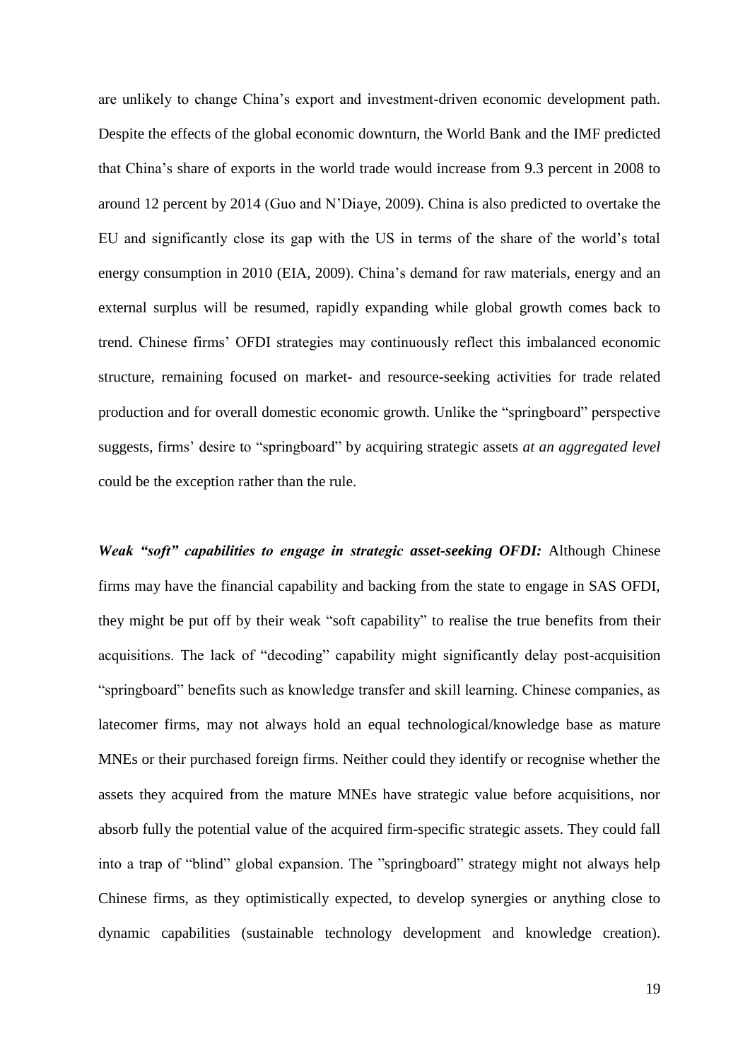are unlikely to change China's export and investment-driven economic development path. Despite the effects of the global economic downturn, the World Bank and the IMF predicted that China's share of exports in the world trade would increase from 9.3 percent in 2008 to around 12 percent by 2014 (Guo and N'Diaye, 2009). China is also predicted to overtake the EU and significantly close its gap with the US in terms of the share of the world's total energy consumption in 2010 (EIA, 2009). China's demand for raw materials, energy and an external surplus will be resumed, rapidly expanding while global growth comes back to trend. Chinese firms' OFDI strategies may continuously reflect this imbalanced economic structure, remaining focused on market- and resource-seeking activities for trade related production and for overall domestic economic growth. Unlike the "springboard" perspective suggests, firms' desire to "springboard" by acquiring strategic assets *at an aggregated level* could be the exception rather than the rule.

***Weak "soft" capabilities to engage in strategic asset-seeking OFDI:*** Although Chinese firms may have the financial capability and backing from the state to engage in SAS OFDI, they might be put off by their weak "soft capability" to realise the true benefits from their acquisitions. The lack of "decoding" capability might significantly delay post-acquisition "springboard" benefits such as knowledge transfer and skill learning. Chinese companies, as latecomer firms, may not always hold an equal technological/knowledge base as mature MNEs or their purchased foreign firms. Neither could they identify or recognise whether the assets they acquired from the mature MNEs have strategic value before acquisitions, nor absorb fully the potential value of the acquired firm-specific strategic assets. They could fall into a trap of "blind" global expansion. The "springboard" strategy might not always help Chinese firms, as they optimistically expected, to develop synergies or anything close to dynamic capabilities (sustainable technology development and knowledge creation).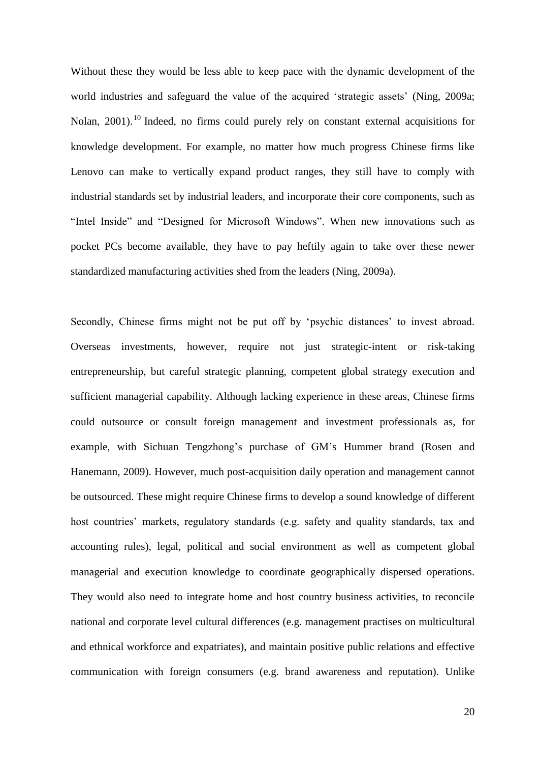Without these they would be less able to keep pace with the dynamic development of the world industries and safeguard the value of the acquired 'strategic assets' (Ning, 2009a; Nolan, 2001).[10] Indeed, no firms could purely rely on constant external acquisitions for knowledge development. For example, no matter how much progress Chinese firms like Lenovo can make to vertically expand product ranges, they still have to comply with industrial standards set by industrial leaders, and incorporate their core components, such as "Intel Inside" and "Designed for Microsoft Windows". When new innovations such as pocket PCs become available, they have to pay heftily again to take over these newer standardized manufacturing activities shed from the leaders (Ning, 2009a).

Secondly, Chinese firms might not be put off by 'psychic distances' to invest abroad. Overseas investments, however, require not just strategic-intent or risk-taking entrepreneurship, but careful strategic planning, competent global strategy execution and sufficient managerial capability. Although lacking experience in these areas, Chinese firms could outsource or consult foreign management and investment professionals as, for example, with Sichuan Tengzhong's purchase of GM's Hummer brand (Rosen and Hanemann, 2009). However, much post-acquisition daily operation and management cannot be outsourced. These might require Chinese firms to develop a sound knowledge of different host countries' markets, regulatory standards (e.g. safety and quality standards, tax and accounting rules), legal, political and social environment as well as competent global managerial and execution knowledge to coordinate geographically dispersed operations. They would also need to integrate home and host country business activities, to reconcile national and corporate level cultural differences (e.g. management practises on multicultural and ethnical workforce and expatriates), and maintain positive public relations and effective communication with foreign consumers (e.g. brand awareness and reputation). Unlike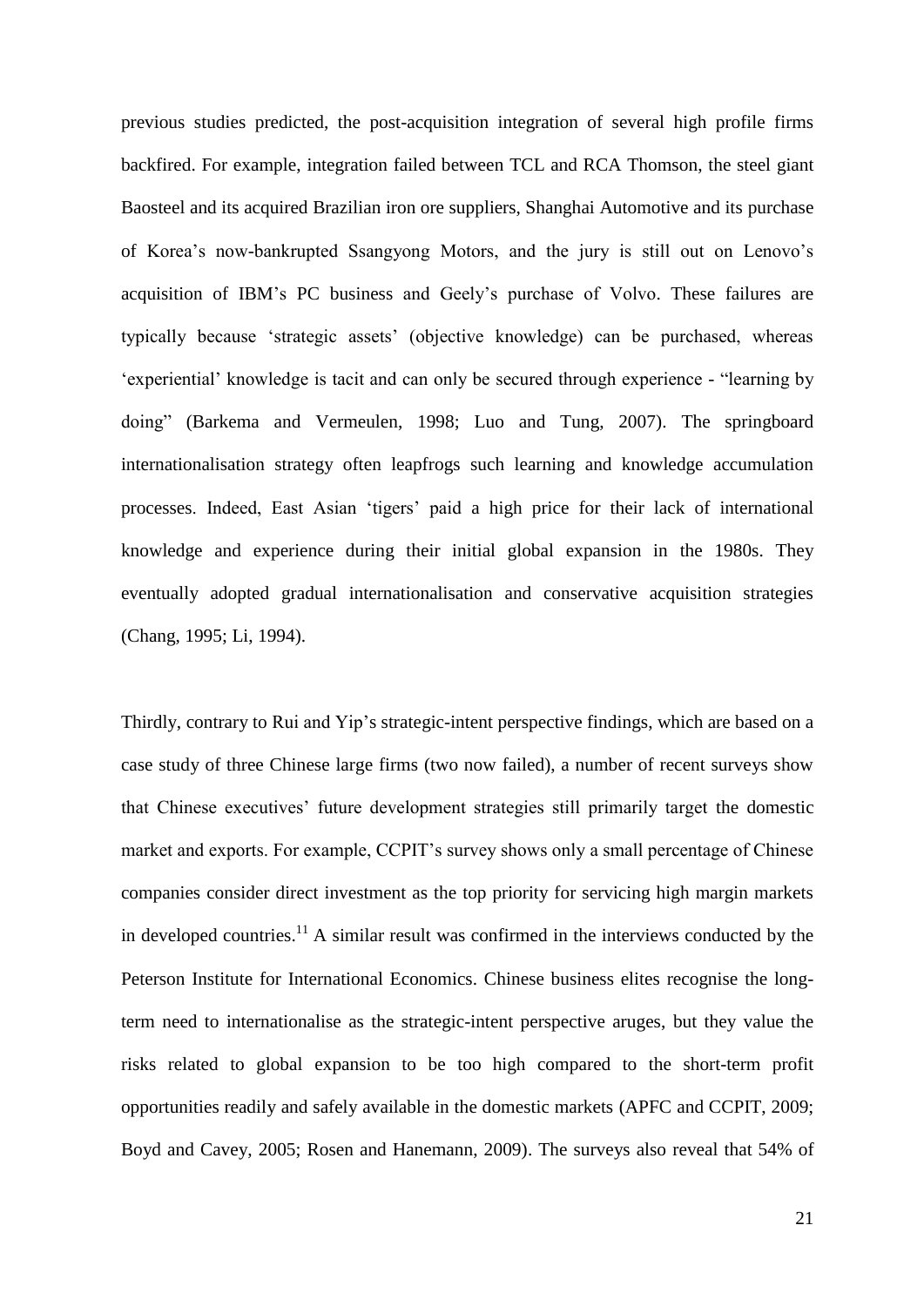previous studies predicted, the post-acquisition integration of several high profile firms backfired. For example, integration failed between TCL and RCA Thomson, the steel giant Baosteel and its acquired Brazilian iron ore suppliers, Shanghai Automotive and its purchase of Korea's now-bankrupted Ssangyong Motors, and the jury is still out on Lenovo's acquisition of IBM's PC business and Geely's purchase of Volvo. These failures are typically because 'strategic assets' (objective knowledge) can be purchased, whereas 'experiential' knowledge is tacit and can only be secured through experience - "learning by doing" (Barkema and Vermeulen, 1998; Luo and Tung, 2007). The springboard internationalisation strategy often leapfrogs such learning and knowledge accumulation processes. Indeed, East Asian 'tigers' paid a high price for their lack of international knowledge and experience during their initial global expansion in the 1980s. They eventually adopted gradual internationalisation and conservative acquisition strategies (Chang, 1995; Li, 1994).

Thirdly, contrary to Rui and Yip's strategic-intent perspective findings, which are based on a case study of three Chinese large firms (two now failed), a number of recent surveys show that Chinese executives' future development strategies still primarily target the domestic market and exports. For example, CCPIT's survey shows only a small percentage of Chinese companies consider direct investment as the top priority for servicing high margin markets in developed countries.[11] A similar result was confirmed in the interviews conducted by the Peterson Institute for International Economics. Chinese business elites recognise the long-term need to internationalise as the strategic-intent perspective aruges, but they value the risks related to global expansion to be too high compared to the short-term profit opportunities readily and safely available in the domestic markets (APFC and CCPIT, 2009; Boyd and Cavey, 2005; Rosen and Hanemann, 2009). The surveys also reveal that 54% of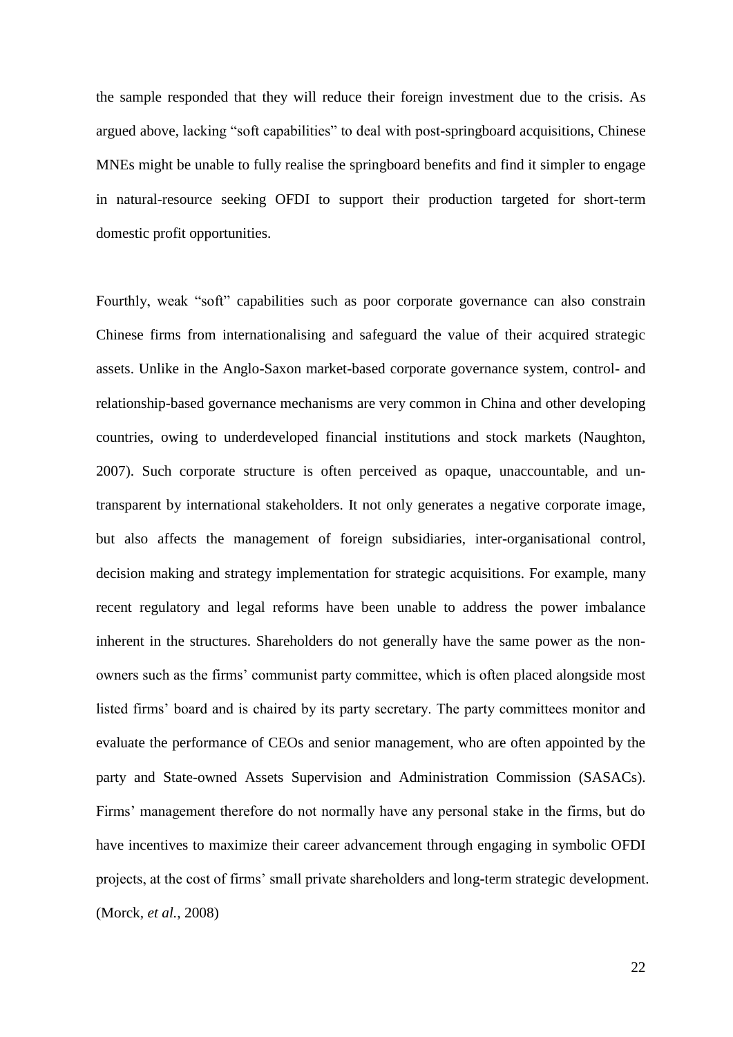the sample responded that they will reduce their foreign investment due to the crisis. As argued above, lacking "soft capabilities" to deal with post-springboard acquisitions, Chinese MNEs might be unable to fully realise the springboard benefits and find it simpler to engage in natural-resource seeking OFDI to support their production targeted for short-term domestic profit opportunities.

Fourthly, weak "soft" capabilities such as poor corporate governance can also constrain Chinese firms from internationalising and safeguard the value of their acquired strategic assets. Unlike in the Anglo-Saxon market-based corporate governance system, control- and relationship-based governance mechanisms are very common in China and other developing countries, owing to underdeveloped financial institutions and stock markets (Naughton, 2007). Such corporate structure is often perceived as opaque, unaccountable, and un-transparent by international stakeholders. It not only generates a negative corporate image, but also affects the management of foreign subsidiaries, inter-organisational control, decision making and strategy implementation for strategic acquisitions. For example, many recent regulatory and legal reforms have been unable to address the power imbalance inherent in the structures. Shareholders do not generally have the same power as the non-owners such as the firms' communist party committee, which is often placed alongside most listed firms' board and is chaired by its party secretary. The party committees monitor and evaluate the performance of CEOs and senior management, who are often appointed by the party and State-owned Assets Supervision and Administration Commission (SASACs). Firms' management therefore do not normally have any personal stake in the firms, but do have incentives to maximize their career advancement through engaging in symbolic OFDI projects, at the cost of firms' small private shareholders and long-term strategic development. (Morck, *et al.*, 2008)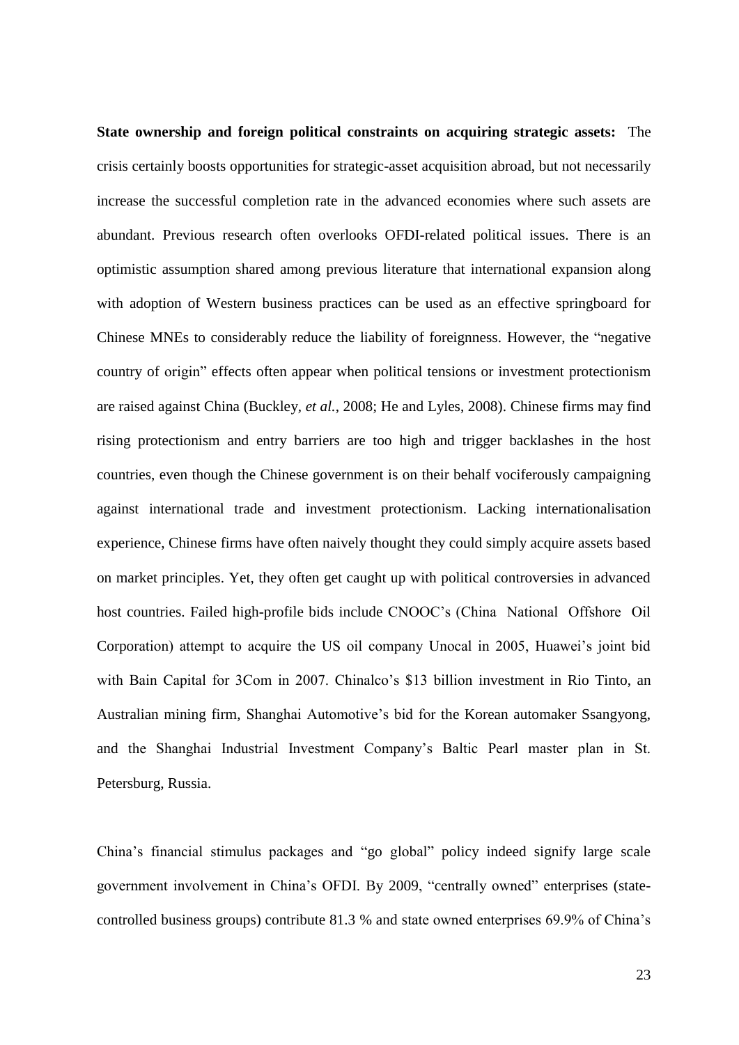**State ownership and foreign political constraints on acquiring strategic assets:** The crisis certainly boosts opportunities for strategic-asset acquisition abroad, but not necessarily increase the successful completion rate in the advanced economies where such assets are abundant. Previous research often overlooks OFDI-related political issues. There is an optimistic assumption shared among previous literature that international expansion along with adoption of Western business practices can be used as an effective springboard for Chinese MNEs to considerably reduce the liability of foreignness. However, the "negative country of origin" effects often appear when political tensions or investment protectionism are raised against China (Buckley, *et al.*, 2008; He and Lyles, 2008). Chinese firms may find rising protectionism and entry barriers are too high and trigger backlashes in the host countries, even though the Chinese government is on their behalf vociferously campaigning against international trade and investment protectionism. Lacking internationalisation experience, Chinese firms have often naively thought they could simply acquire assets based on market principles. Yet, they often get caught up with political controversies in advanced host countries. Failed high-profile bids include CNOOC's (China National Offshore Oil Corporation) attempt to acquire the US oil company Unocal in 2005, Huawei's joint bid with Bain Capital for 3Com in 2007. Chinalco's $13 billion investment in Rio Tinto, an Australian mining firm, Shanghai Automotive's bid for the Korean automaker Ssangyong, and the Shanghai Industrial Investment Company's Baltic Pearl master plan in St. Petersburg, Russia.

China's financial stimulus packages and "go global" policy indeed signify large scale government involvement in China's OFDI. By 2009, "centrally owned" enterprises (state-controlled business groups) contribute 81.3 % and state owned enterprises 69.9% of China's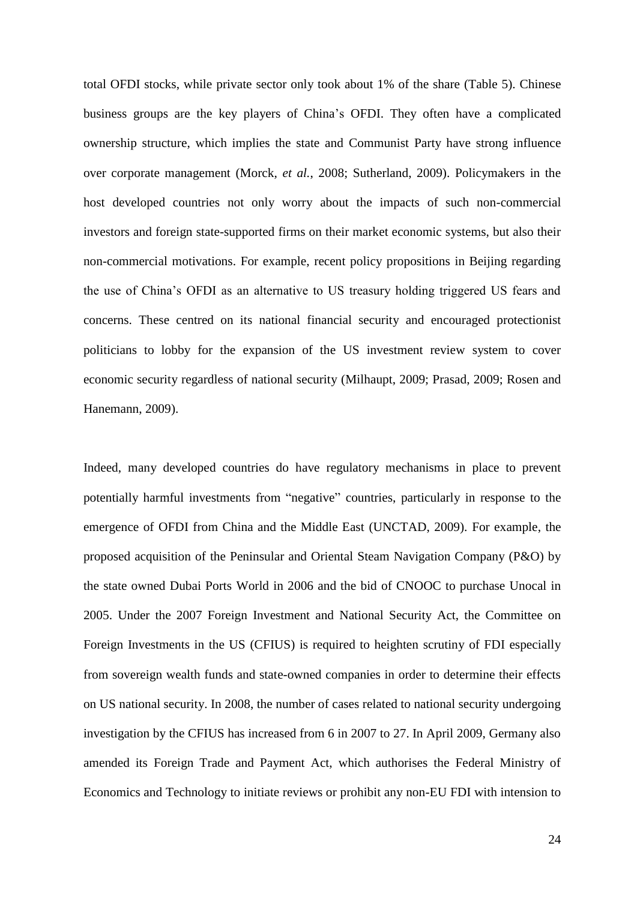total OFDI stocks, while private sector only took about 1% of the share (Table 5). Chinese business groups are the key players of China's OFDI. They often have a complicated ownership structure, which implies the state and Communist Party have strong influence over corporate management (Morck, *et al.*, 2008; Sutherland, 2009). Policymakers in the host developed countries not only worry about the impacts of such non-commercial investors and foreign state-supported firms on their market economic systems, but also their non-commercial motivations. For example, recent policy propositions in Beijing regarding the use of China's OFDI as an alternative to US treasury holding triggered US fears and concerns. These centred on its national financial security and encouraged protectionist politicians to lobby for the expansion of the US investment review system to cover economic security regardless of national security (Milhaupt, 2009; Prasad, 2009; Rosen and Hanemann, 2009).

Indeed, many developed countries do have regulatory mechanisms in place to prevent potentially harmful investments from "negative" countries, particularly in response to the emergence of OFDI from China and the Middle East (UNCTAD, 2009). For example, the proposed acquisition of the Peninsular and Oriental Steam Navigation Company (P&O) by the state owned Dubai Ports World in 2006 and the bid of CNOOC to purchase Unocal in 2005. Under the 2007 Foreign Investment and National Security Act, the Committee on Foreign Investments in the US (CFIUS) is required to heighten scrutiny of FDI especially from sovereign wealth funds and state-owned companies in order to determine their effects on US national security. In 2008, the number of cases related to national security undergoing investigation by the CFIUS has increased from 6 in 2007 to 27. In April 2009, Germany also amended its Foreign Trade and Payment Act, which authorises the Federal Ministry of Economics and Technology to initiate reviews or prohibit any non-EU FDI with intension to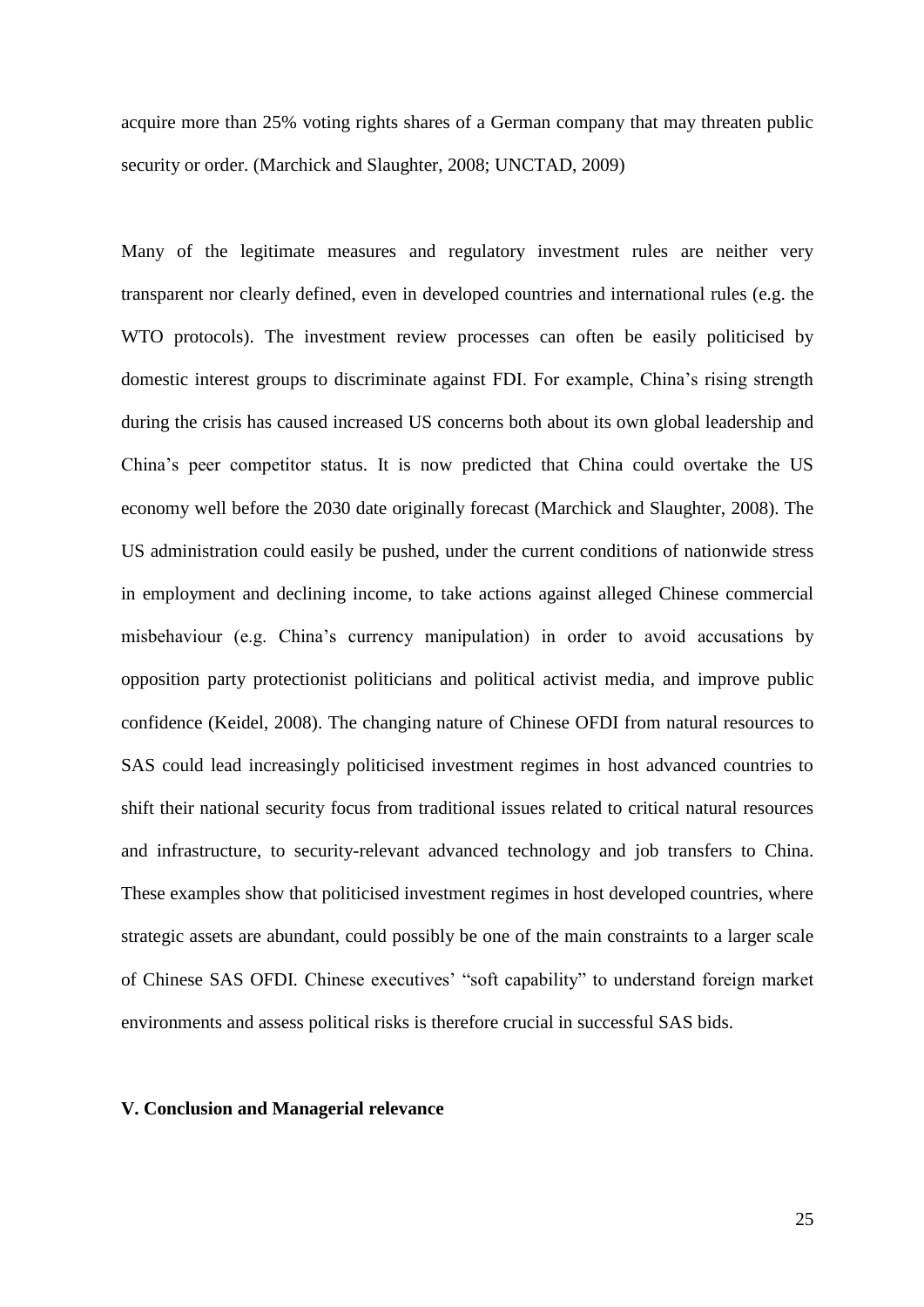acquire more than 25% voting rights shares of a German company that may threaten public security or order. (Marchick and Slaughter, 2008; UNCTAD, 2009)

Many of the legitimate measures and regulatory investment rules are neither very transparent nor clearly defined, even in developed countries and international rules (e.g. the WTO protocols). The investment review processes can often be easily politicised by domestic interest groups to discriminate against FDI. For example, China's rising strength during the crisis has caused increased US concerns both about its own global leadership and China's peer competitor status. It is now predicted that China could overtake the US economy well before the 2030 date originally forecast (Marchick and Slaughter, 2008). The US administration could easily be pushed, under the current conditions of nationwide stress in employment and declining income, to take actions against alleged Chinese commercial misbehaviour (e.g. China's currency manipulation) in order to avoid accusations by opposition party protectionist politicians and political activist media, and improve public confidence (Keidel, 2008). The changing nature of Chinese OFDI from natural resources to SAS could lead increasingly politicised investment regimes in host advanced countries to shift their national security focus from traditional issues related to critical natural resources and infrastructure, to security-relevant advanced technology and job transfers to China. These examples show that politicised investment regimes in host developed countries, where strategic assets are abundant, could possibly be one of the main constraints to a larger scale of Chinese SAS OFDI. Chinese executives' "soft capability" to understand foreign market environments and assess political risks is therefore crucial in successful SAS bids.

## V. Conclusion and Managerial relevance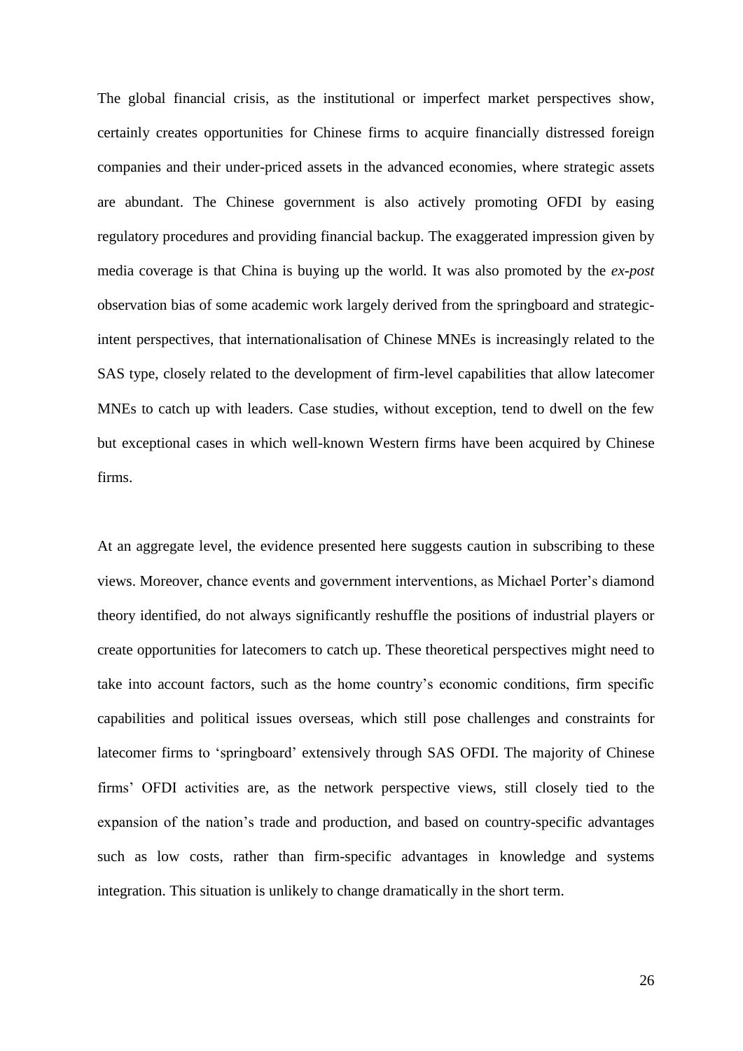The global financial crisis, as the institutional or imperfect market perspectives show, certainly creates opportunities for Chinese firms to acquire financially distressed foreign companies and their under-priced assets in the advanced economies, where strategic assets are abundant. The Chinese government is also actively promoting OFDI by easing regulatory procedures and providing financial backup. The exaggerated impression given by media coverage is that China is buying up the world. It was also promoted by the *ex-post* observation bias of some academic work largely derived from the springboard and strategic-intent perspectives, that internationalisation of Chinese MNEs is increasingly related to the SAS type, closely related to the development of firm-level capabilities that allow latecomer MNEs to catch up with leaders. Case studies, without exception, tend to dwell on the few but exceptional cases in which well-known Western firms have been acquired by Chinese firms.

At an aggregate level, the evidence presented here suggests caution in subscribing to these views. Moreover, chance events and government interventions, as Michael Porter's diamond theory identified, do not always significantly reshuffle the positions of industrial players or create opportunities for latecomers to catch up. These theoretical perspectives might need to take into account factors, such as the home country's economic conditions, firm specific capabilities and political issues overseas, which still pose challenges and constraints for latecomer firms to 'springboard' extensively through SAS OFDI. The majority of Chinese firms' OFDI activities are, as the network perspective views, still closely tied to the expansion of the nation's trade and production, and based on country-specific advantages such as low costs, rather than firm-specific advantages in knowledge and systems integration. This situation is unlikely to change dramatically in the short term.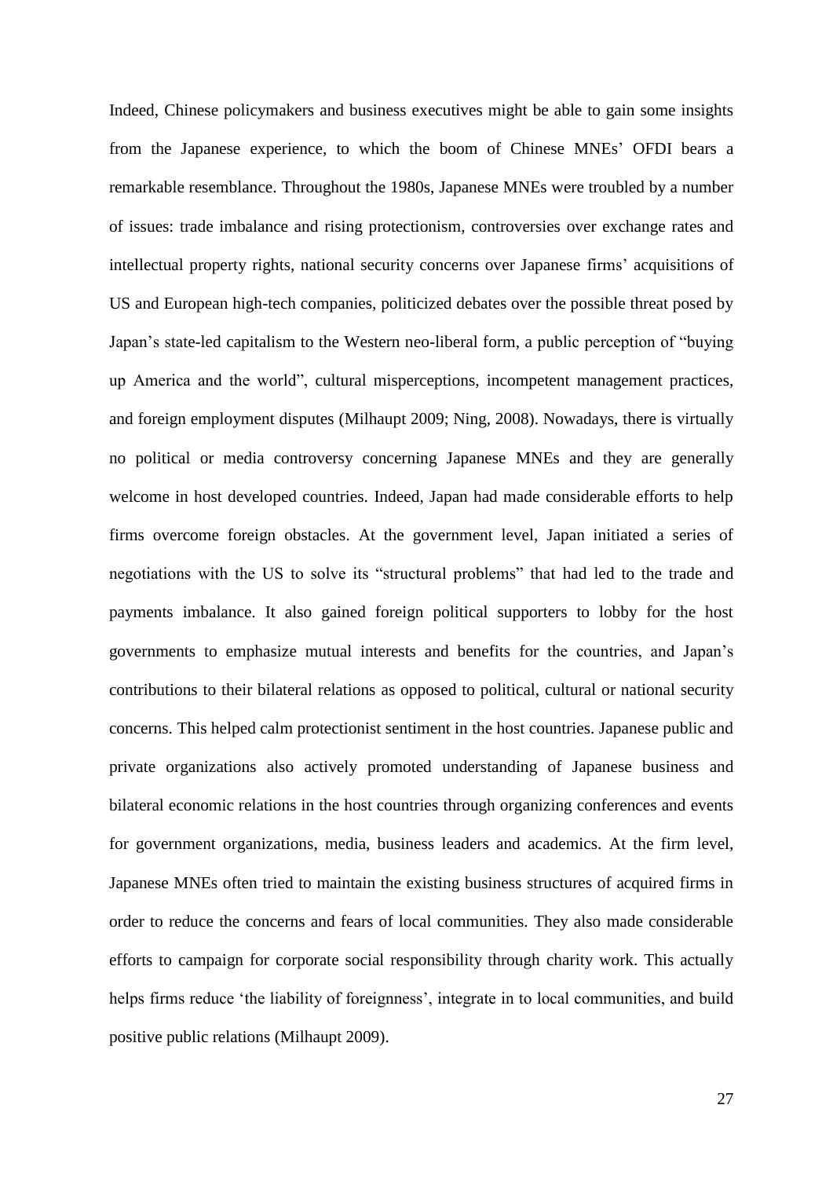Indeed, Chinese policymakers and business executives might be able to gain some insights from the Japanese experience, to which the boom of Chinese MNEs' OFDI bears a remarkable resemblance. Throughout the 1980s, Japanese MNEs were troubled by a number of issues: trade imbalance and rising protectionism, controversies over exchange rates and intellectual property rights, national security concerns over Japanese firms' acquisitions of US and European high-tech companies, politicized debates over the possible threat posed by Japan's state-led capitalism to the Western neo-liberal form, a public perception of "buying up America and the world", cultural misperceptions, incompetent management practices, and foreign employment disputes (Milhaupt 2009; Ning, 2008). Nowadays, there is virtually no political or media controversy concerning Japanese MNEs and they are generally welcome in host developed countries. Indeed, Japan had made considerable efforts to help firms overcome foreign obstacles. At the government level, Japan initiated a series of negotiations with the US to solve its "structural problems" that had led to the trade and payments imbalance. It also gained foreign political supporters to lobby for the host governments to emphasize mutual interests and benefits for the countries, and Japan's contributions to their bilateral relations as opposed to political, cultural or national security concerns. This helped calm protectionist sentiment in the host countries. Japanese public and private organizations also actively promoted understanding of Japanese business and bilateral economic relations in the host countries through organizing conferences and events for government organizations, media, business leaders and academics. At the firm level, Japanese MNEs often tried to maintain the existing business structures of acquired firms in order to reduce the concerns and fears of local communities. They also made considerable efforts to campaign for corporate social responsibility through charity work. This actually helps firms reduce 'the liability of foreignness', integrate in to local communities, and build positive public relations (Milhaupt 2009).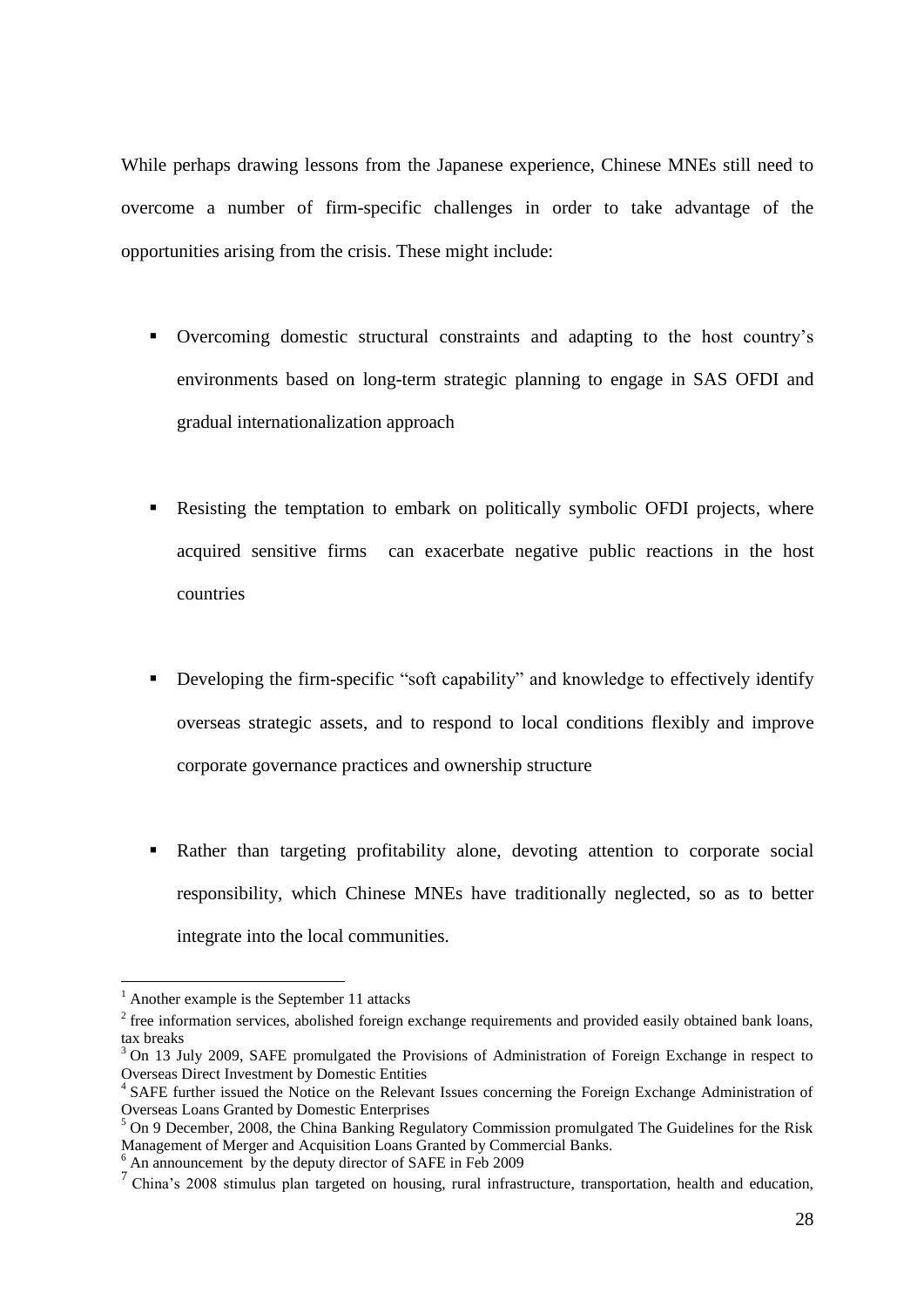While perhaps drawing lessons from the Japanese experience, Chinese MNEs still need to overcome a number of firm-specific challenges in order to take advantage of the opportunities arising from the crisis. These might include:

- Overcoming domestic structural constraints and adapting to the host country's environments based on long-term strategic planning to engage in SAS OFDI and gradual internationalization approach

- Resisting the temptation to embark on politically symbolic OFDI projects, where acquired sensitive firms can exacerbate negative public reactions in the host countries

- Developing the firm-specific "soft capability" and knowledge to effectively identify overseas strategic assets, and to respond to local conditions flexibly and improve corporate governance practices and ownership structure

- Rather than targeting profitability alone, devoting attention to corporate social responsibility, which Chinese MNEs have traditionally neglected, so as to better integrate into the local communities.

---

[1] Another example is the September 11 attacks

[2] free information services, abolished foreign exchange requirements and provided easily obtained bank loans, tax breaks

[3] On 13 July 2009, SAFE promulgated the Provisions of Administration of Foreign Exchange in respect to Overseas Direct Investment by Domestic Entities

[4] SAFE further issued the Notice on the Relevant Issues concerning the Foreign Exchange Administration of Overseas Loans Granted by Domestic Enterprises

[5] On 9 December, 2008, the China Banking Regulatory Commission promulgated The Guidelines for the Risk Management of Merger and Acquisition Loans Granted by Commercial Banks.

[6] An announcement by the deputy director of SAFE in Feb 2009

[7] China's 2008 stimulus plan targeted on housing, rural infrastructure, transportation, health and education,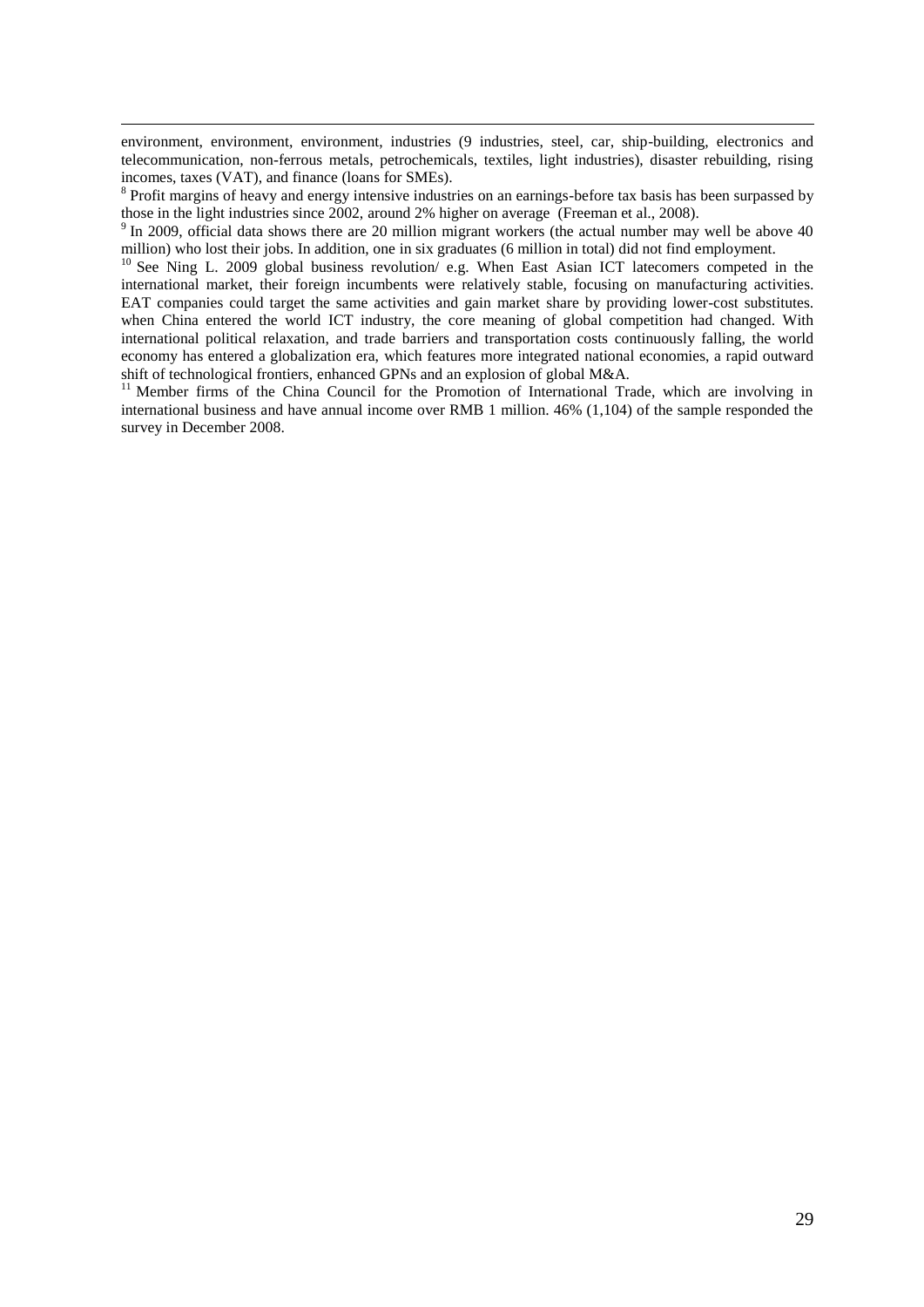environment, environment, environment, industries (9 industries, steel, car, ship-building, electronics and telecommunication, non-ferrous metals, petrochemicals, textiles, light industries), disaster rebuilding, rising incomes, taxes (VAT), and finance (loans for SMEs).

[8] Profit margins of heavy and energy intensive industries on an earnings-before tax basis has been surpassed by those in the light industries since 2002, around 2% higher on average (Freeman et al., 2008).

[9] In 2009, official data shows there are 20 million migrant workers (the actual number may well be above 40 million) who lost their jobs. In addition, one in six graduates (6 million in total) did not find employment.

[10] See Ning L. 2009 global business revolution/ e.g. When East Asian ICT latecomers competed in the international market, their foreign incumbents were relatively stable, focusing on manufacturing activities. EAT companies could target the same activities and gain market share by providing lower-cost substitutes. when China entered the world ICT industry, the core meaning of global competition had changed. With international political relaxation, and trade barriers and transportation costs continuously falling, the world economy has entered a globalization era, which features more integrated national economies, a rapid outward shift of technological frontiers, enhanced GPNs and an explosion of global M&A.

[11] Member firms of the China Council for the Promotion of International Trade, which are involving in international business and have annual income over RMB 1 million. 46% (1,104) of the sample responded the survey in December 2008.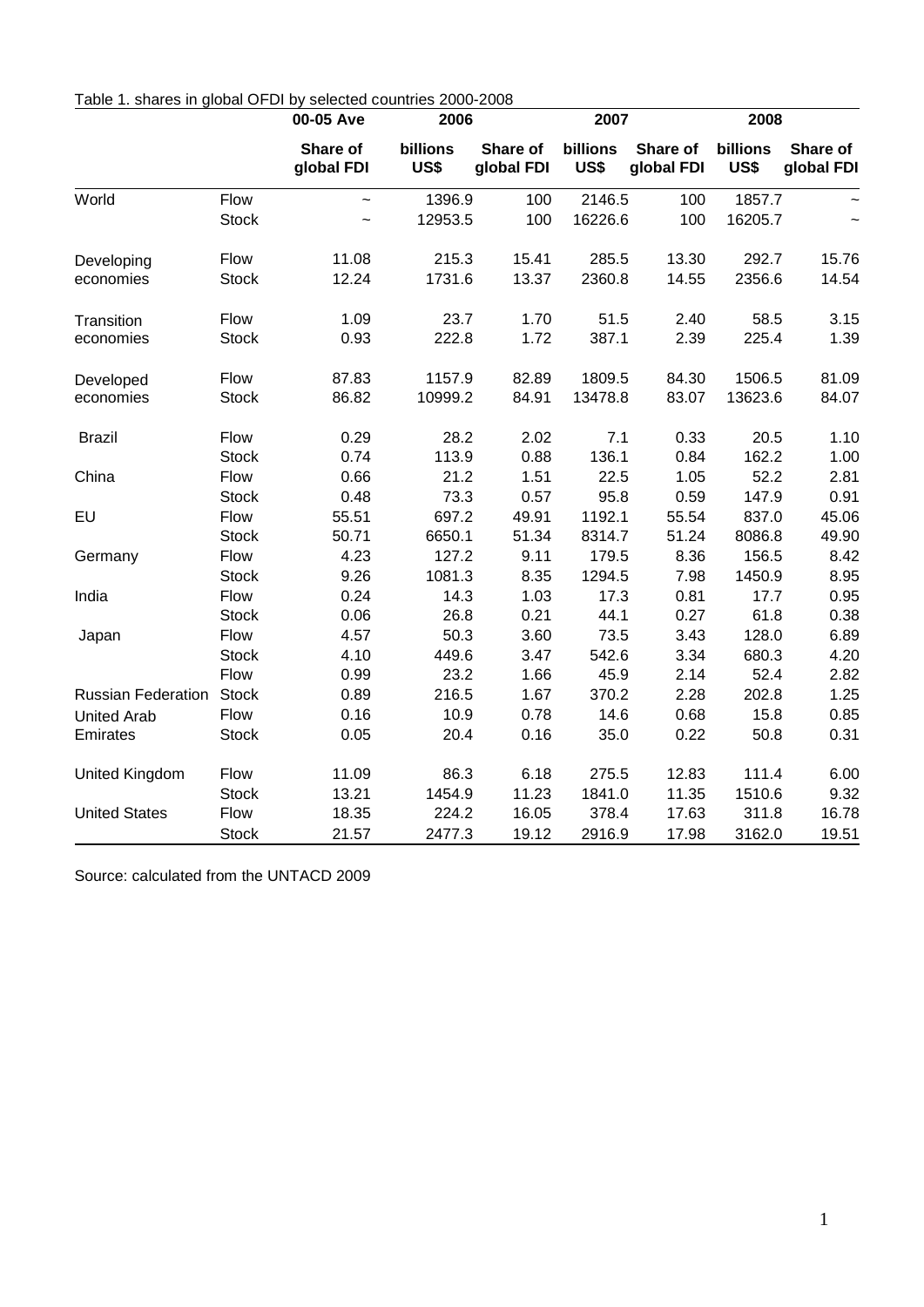Table 1. shares in global OFDI by selected countries 2000-2008

| | | 00-05 Ave | 2006 | | 2007 | | 2008 | |
|---|---|---|---|---|---|---|---|---|
| | | Share of global FDI | billions US$ | Share of global FDI | billions US$ | Share of global FDI | billions US$ | Share of global FDI |
| World | Flow | ~ | 1396.9 | 100 | 2146.5 | 100 | 1857.7 | ~ |
| | Stock | ~ | 12953.5 | 100 | 16226.6 | 100 | 16205.7 | ~ |
| Developing economies | Flow | 11.08 | 215.3 | 15.41 | 285.5 | 13.30 | 292.7 | 15.76 |
| | Stock | 12.24 | 1731.6 | 13.37 | 2360.8 | 14.55 | 2356.6 | 14.54 |
| Transition economies | Flow | 1.09 | 23.7 | 1.70 | 51.5 | 2.40 | 58.5 | 3.15 |
| | Stock | 0.93 | 222.8 | 1.72 | 387.1 | 2.39 | 225.4 | 1.39 |
| Developed economies | Flow | 87.83 | 1157.9 | 82.89 | 1809.5 | 84.30 | 1506.5 | 81.09 |
| | Stock | 86.82 | 10999.2 | 84.91 | 13478.8 | 83.07 | 13623.6 | 84.07 |
| Brazil | Flow | 0.29 | 28.2 | 2.02 | 7.1 | 0.33 | 20.5 | 1.10 |
| | Stock | 0.74 | 113.9 | 0.88 | 136.1 | 0.84 | 162.2 | 1.00 |
| China | Flow | 0.66 | 21.2 | 1.51 | 22.5 | 1.05 | 52.2 | 2.81 |
| | Stock | 0.48 | 73.3 | 0.57 | 95.8 | 0.59 | 147.9 | 0.91 |
| EU | Flow | 55.51 | 697.2 | 49.91 | 1192.1 | 55.54 | 837.0 | 45.06 |
| | Stock | 50.71 | 6650.1 | 51.34 | 8314.7 | 51.24 | 8086.8 | 49.90 |
| Germany | Flow | 4.23 | 127.2 | 9.11 | 179.5 | 8.36 | 156.5 | 8.42 |
| | Stock | 9.26 | 1081.3 | 8.35 | 1294.5 | 7.98 | 1450.9 | 8.95 |
| India | Flow | 0.24 | 14.3 | 1.03 | 17.3 | 0.81 | 17.7 | 0.95 |
| | Stock | 0.06 | 26.8 | 0.21 | 44.1 | 0.27 | 61.8 | 0.38 |
| Japan | Flow | 4.57 | 50.3 | 3.60 | 73.5 | 3.43 | 128.0 | 6.89 |
| | Stock | 4.10 | 449.6 | 3.47 | 542.6 | 3.34 | 680.3 | 4.20 |
| | Flow | 0.99 | 23.2 | 1.66 | 45.9 | 2.14 | 52.4 | 2.82 |
| Russian Federation | Stock | 0.89 | 216.5 | 1.67 | 370.2 | 2.28 | 202.8 | 1.25 |
| United Arab Emirates | Flow | 0.16 | 10.9 | 0.78 | 14.6 | 0.68 | 15.8 | 0.85 |
| | Stock | 0.05 | 20.4 | 0.16 | 35.0 | 0.22 | 50.8 | 0.31 |
| United Kingdom | Flow | 11.09 | 86.3 | 6.18 | 275.5 | 12.83 | 111.4 | 6.00 |
| | Stock | 13.21 | 1454.9 | 11.23 | 1841.0 | 11.35 | 1510.6 | 9.32 |
| United States | Flow | 18.35 | 224.2 | 16.05 | 378.4 | 17.63 | 311.8 | 16.78 |
| | Stock | 21.57 | 2477.3 | 19.12 | 2916.9 | 17.98 | 3162.0 | 19.51 |

Source: calculated from the UNTACD 2009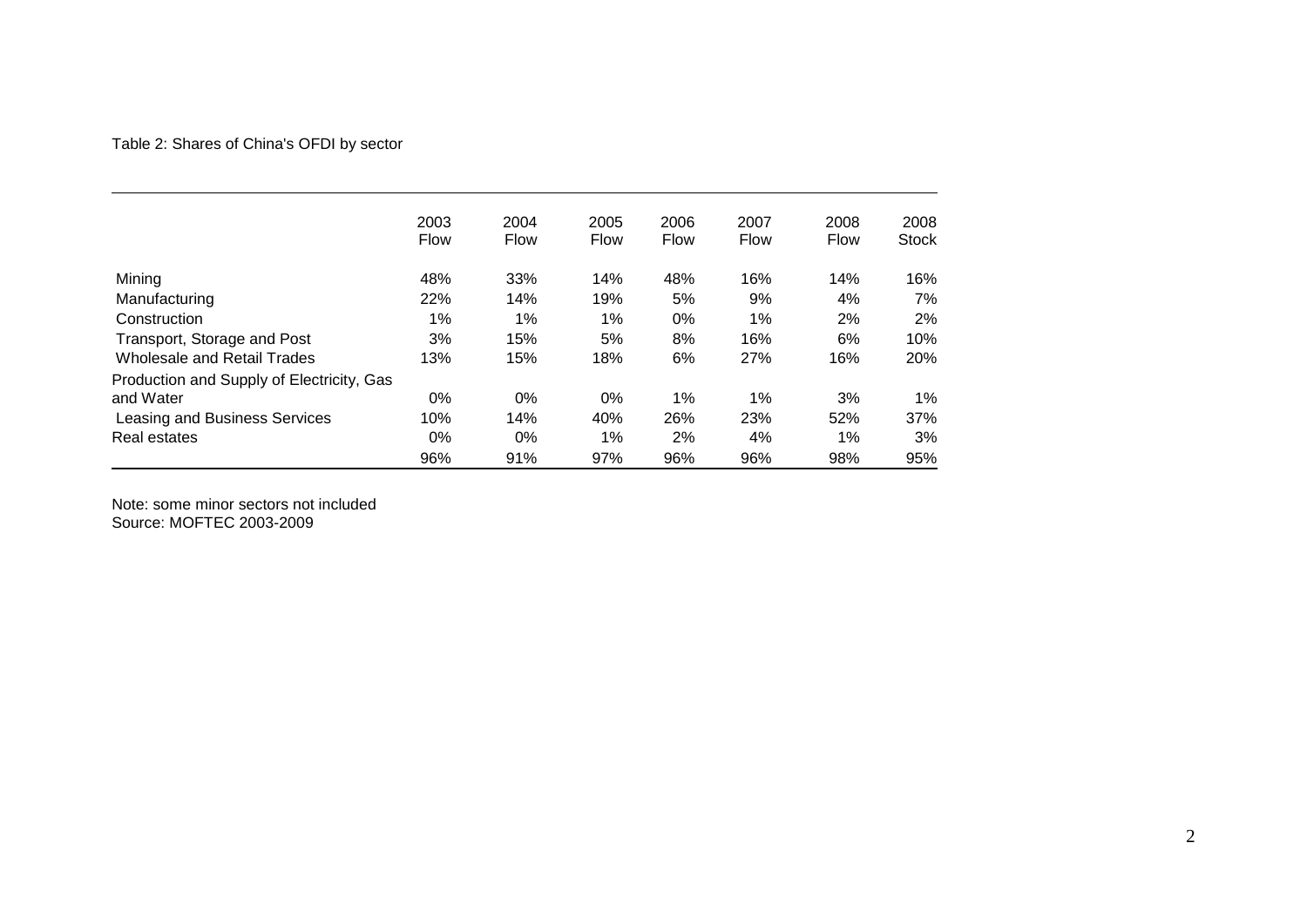Table 2: Shares of China's OFDI by sector

| | 2003 Flow | 2004 Flow | 2005 Flow | 2006 Flow | 2007 Flow | 2008 Flow | 2008 Stock |
|---|---|---|---|---|---|---|---|
| Mining | 48% | 33% | 14% | 48% | 16% | 14% | 16% |
| Manufacturing | 22% | 14% | 19% | 5% | 9% | 4% | 7% |
| Construction | 1% | 1% | 1% | 0% | 1% | 2% | 2% |
| Transport, Storage and Post | 3% | 15% | 5% | 8% | 16% | 6% | 10% |
| Wholesale and Retail Trades | 13% | 15% | 18% | 6% | 27% | 16% | 20% |
| Production and Supply of Electricity, Gas and Water | 0% | 0% | 0% | 1% | 1% | 3% | 1% |
| Leasing and Business Services | 10% | 14% | 40% | 26% | 23% | 52% | 37% |
| Real estates | 0% | 0% | 1% | 2% | 4% | 1% | 3% |
| | 96% | 91% | 97% | 96% | 96% | 98% | 95% |

Note: some minor sectors not included
Source: MOFTEC 2003-2009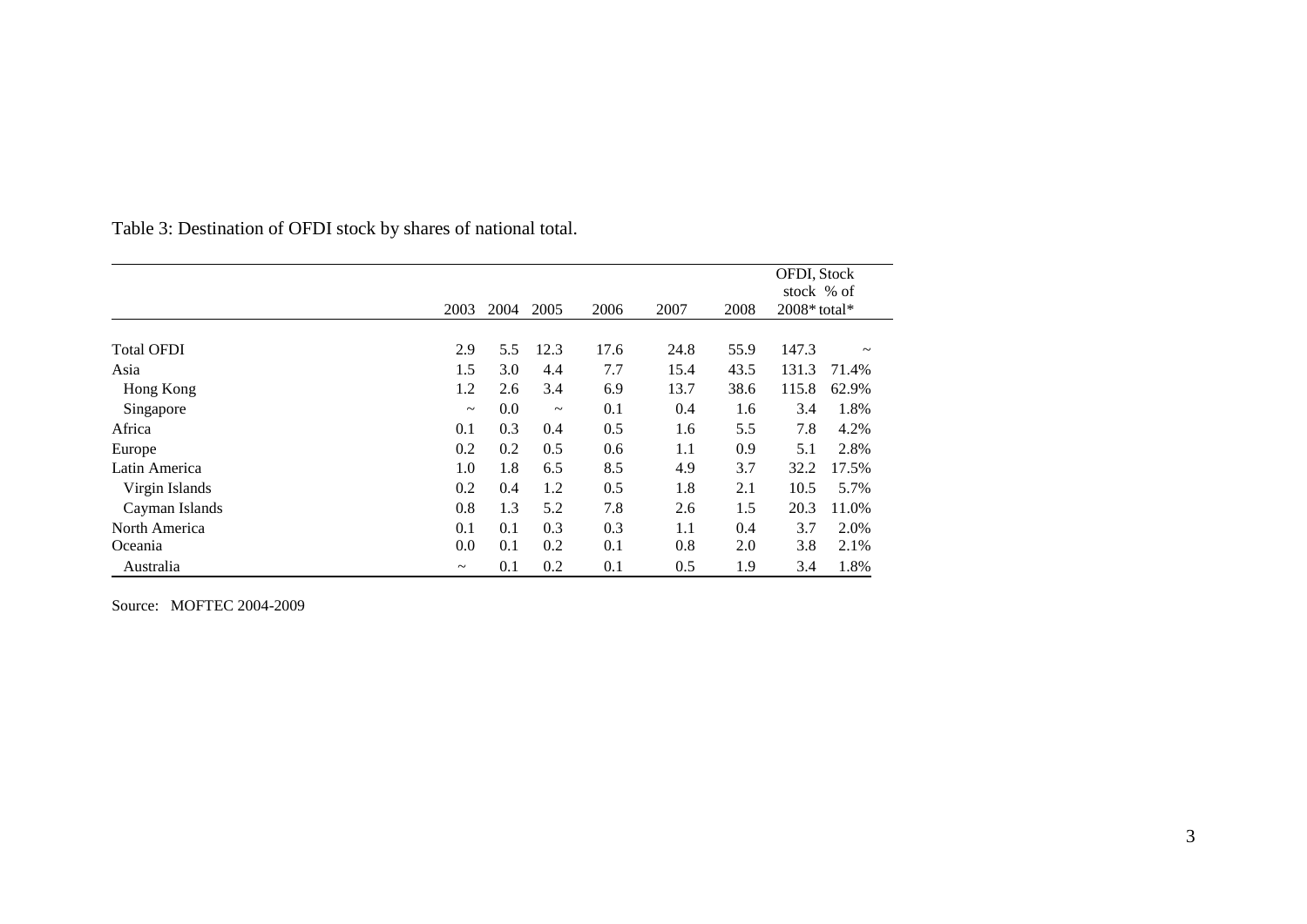Table 3: Destination of OFDI stock by shares of national total.

| | 2003 | 2004 | 2005 | 2006 | 2007 | 2008 | OFDI, stock 2008* | Stock % of total* |
|---|---|---|---|---|---|---|---|---|
| Total OFDI | 2.9 | 5.5 | 12.3 | 17.6 | 24.8 | 55.9 | 147.3 | ~ |
| Asia | 1.5 | 3.0 | 4.4 | 7.7 | 15.4 | 43.5 | 131.3 | 71.4% |
| Hong Kong | 1.2 | 2.6 | 3.4 | 6.9 | 13.7 | 38.6 | 115.8 | 62.9% |
| Singapore | ~ | 0.0 | ~ | 0.1 | 0.4 | 1.6 | 3.4 | 1.8% |
| Africa | 0.1 | 0.3 | 0.4 | 0.5 | 1.6 | 5.5 | 7.8 | 4.2% |
| Europe | 0.2 | 0.2 | 0.5 | 0.6 | 1.1 | 0.9 | 5.1 | 2.8% |
| Latin America | 1.0 | 1.8 | 6.5 | 8.5 | 4.9 | 3.7 | 32.2 | 17.5% |
| Virgin Islands | 0.2 | 0.4 | 1.2 | 0.5 | 1.8 | 2.1 | 10.5 | 5.7% |
| Cayman Islands | 0.8 | 1.3 | 5.2 | 7.8 | 2.6 | 1.5 | 20.3 | 11.0% |
| North America | 0.1 | 0.1 | 0.3 | 0.3 | 1.1 | 0.4 | 3.7 | 2.0% |
| Oceania | 0.0 | 0.1 | 0.2 | 0.1 | 0.8 | 2.0 | 3.8 | 2.1% |
| Australia | ~ | 0.1 | 0.2 | 0.1 | 0.5 | 1.9 | 3.4 | 1.8% |

Source: MOFTEC 2004-2009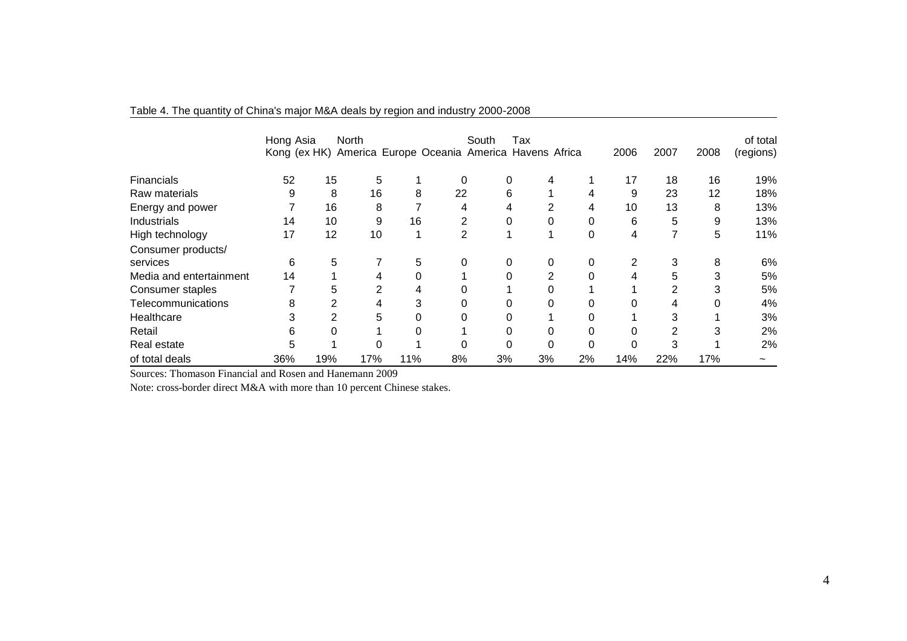Table 4. The quantity of China's major M&A deals by region and industry 2000-2008

| | Hong Kong | Asia (ex HK) | North America | Europe | Oceania | South America | Tax Havens | Africa | 2006 | 2007 | 2008 | of total (regions) |
|---|---|---|---|---|---|---|---|---|---|---|---|---|
| Financials | 52 | 15 | 5 | 1 | 0 | 0 | 4 | 1 | 17 | 18 | 16 | 19% |
| Raw materials | 9 | 8 | 16 | 8 | 22 | 6 | 1 | 4 | 9 | 23 | 12 | 18% |
| Energy and power | 7 | 16 | 8 | 7 | 4 | 4 | 2 | 4 | 10 | 13 | 8 | 13% |
| Industrials | 14 | 10 | 9 | 16 | 2 | 0 | 0 | 0 | 6 | 5 | 9 | 13% |
| High technology | 17 | 12 | 10 | 1 | 2 | 1 | 1 | 0 | 4 | 7 | 5 | 11% |
| Consumer products/ services | 6 | 5 | 7 | 5 | 0 | 0 | 0 | 0 | 2 | 3 | 8 | 6% |
| Media and entertainment | 14 | 1 | 4 | 0 | 1 | 0 | 2 | 0 | 4 | 5 | 3 | 5% |
| Consumer staples | 7 | 5 | 2 | 4 | 0 | 1 | 0 | 1 | 1 | 2 | 3 | 5% |
| Telecommunications | 8 | 2 | 4 | 3 | 0 | 0 | 0 | 0 | 0 | 4 | 0 | 4% |
| Healthcare | 3 | 2 | 5 | 0 | 0 | 0 | 1 | 0 | 1 | 3 | 1 | 3% |
| Retail | 6 | 0 | 1 | 0 | 1 | 0 | 0 | 0 | 0 | 2 | 3 | 2% |
| Real estate | 5 | 1 | 0 | 1 | 0 | 0 | 0 | 0 | 0 | 3 | 1 | 2% |
| of total deals | 36% | 19% | 17% | 11% | 8% | 3% | 3% | 2% | 14% | 22% | 17% | ~ |

Sources: Thomason Financial and Rosen and Hanemann 2009

Note: cross-border direct M&A with more than 10 percent Chinese stakes.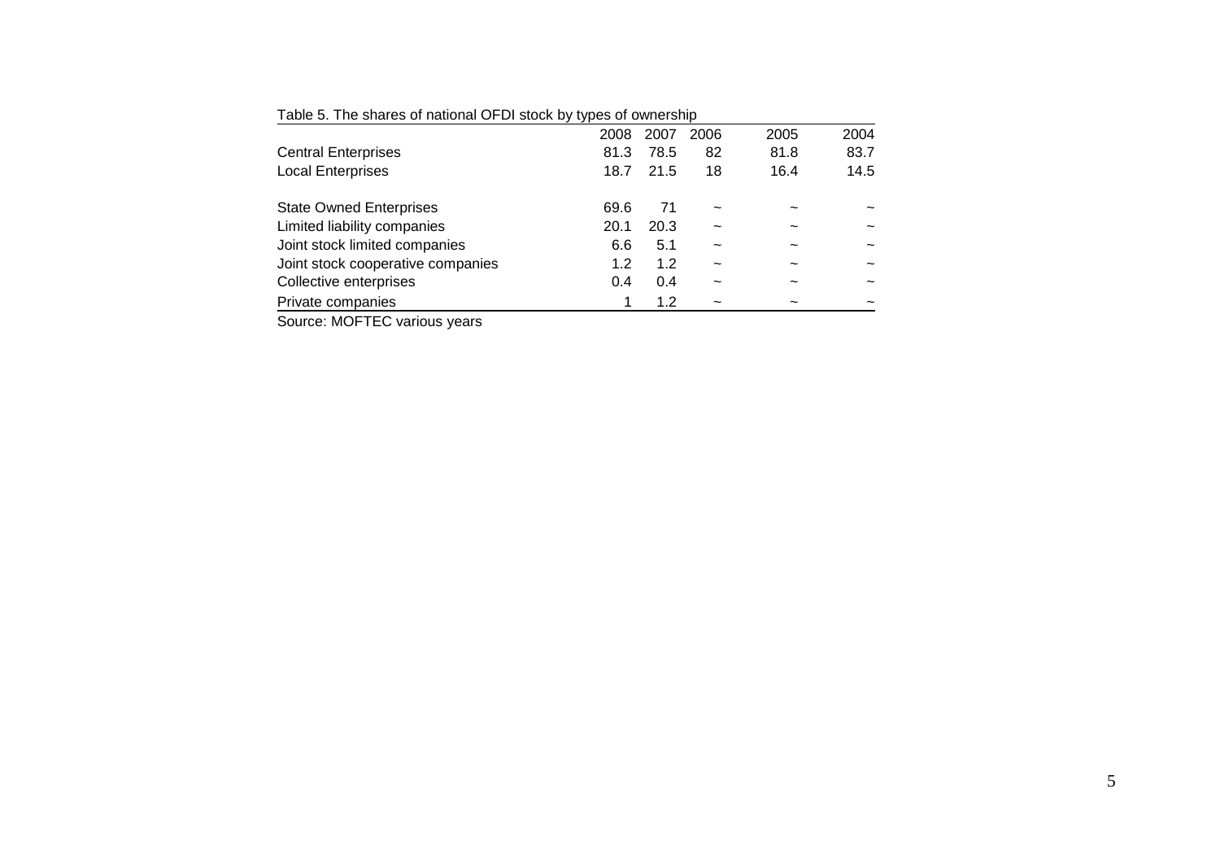Table 5. The shares of national OFDI stock by types of ownership

| | 2008 | 2007 | 2006 | 2005 | 2004 |
|---|---|---|---|---|---|
| Central Enterprises | 81.3 | 78.5 | 82 | 81.8 | 83.7 |
| Local Enterprises | 18.7 | 21.5 | 18 | 16.4 | 14.5 |
| | | | | | |
| State Owned Enterprises | 69.6 | 71 | ~ | ~ | ~ |
| Limited liability companies | 20.1 | 20.3 | ~ | ~ | ~ |
| Joint stock limited companies | 6.6 | 5.1 | ~ | ~ | ~ |
| Joint stock cooperative companies | 1.2 | 1.2 | ~ | ~ | ~ |
| Collective enterprises | 0.4 | 0.4 | ~ | ~ | ~ |
| Private companies | 1 | 1.2 | ~ | ~ | ~ |

Source: MOFTEC various years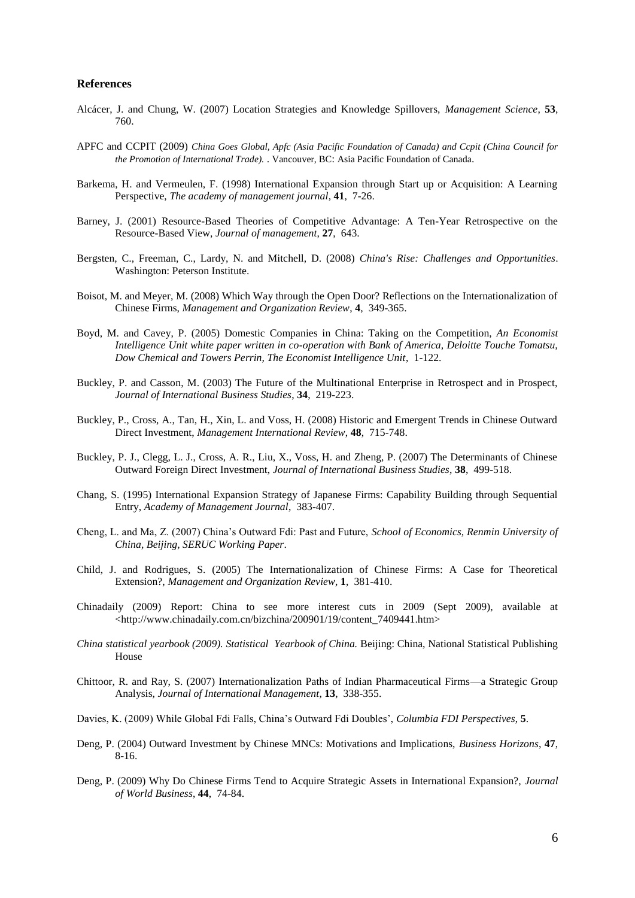### References

Alcácer, J. and Chung, W. (2007) Location Strategies and Knowledge Spillovers, *Management Science*, **53**, 760.

APFC and CCPIT (2009) *China Goes Global, Apfc (Asia Pacific Foundation of Canada) and Ccpit (China Council for the Promotion of International Trade).* . Vancouver, BC: Asia Pacific Foundation of Canada.

Barkema, H. and Vermeulen, F. (1998) International Expansion through Start up or Acquisition: A Learning Perspective, *The academy of management journal*, **41**, 7-26.

Barney, J. (2001) Resource-Based Theories of Competitive Advantage: A Ten-Year Retrospective on the Resource-Based View, *Journal of management*, **27**, 643.

Bergsten, C., Freeman, C., Lardy, N. and Mitchell, D. (2008) *China's Rise: Challenges and Opportunities*. Washington: Peterson Institute.

Boisot, M. and Meyer, M. (2008) Which Way through the Open Door? Reflections on the Internationalization of Chinese Firms, *Management and Organization Review*, **4**, 349-365.

Boyd, M. and Cavey, P. (2005) Domestic Companies in China: Taking on the Competition, *An Economist Intelligence Unit white paper written in co-operation with Bank of America, Deloitte Touche Tomatsu, Dow Chemical and Towers Perrin, The Economist Intelligence Unit*, 1-122.

Buckley, P. and Casson, M. (2003) The Future of the Multinational Enterprise in Retrospect and in Prospect, *Journal of International Business Studies*, **34**, 219-223.

Buckley, P., Cross, A., Tan, H., Xin, L. and Voss, H. (2008) Historic and Emergent Trends in Chinese Outward Direct Investment, *Management International Review*, **48**, 715-748.

Buckley, P. J., Clegg, L. J., Cross, A. R., Liu, X., Voss, H. and Zheng, P. (2007) The Determinants of Chinese Outward Foreign Direct Investment, *Journal of International Business Studies*, **38**, 499-518.

Chang, S. (1995) International Expansion Strategy of Japanese Firms: Capability Building through Sequential Entry, *Academy of Management Journal*, 383-407.

Cheng, L. and Ma, Z. (2007) China's Outward Fdi: Past and Future, *School of Economics, Renmin University of China, Beijing, SERUC Working Paper*.

Child, J. and Rodrigues, S. (2005) The Internationalization of Chinese Firms: A Case for Theoretical Extension?, *Management and Organization Review*, **1**, 381-410.

Chinadaily (2009) Report: China to see more interest cuts in 2009 (Sept 2009), available at <http://www.chinadaily.com.cn/bizchina/200901/19/content_7409441.htm>

*China statistical yearbook (2009). Statistical Yearbook of China.* Beijing: China, National Statistical Publishing House

Chittoor, R. and Ray, S. (2007) Internationalization Paths of Indian Pharmaceutical Firms—a Strategic Group Analysis, *Journal of International Management*, **13**, 338-355.

Davies, K. (2009) While Global Fdi Falls, China's Outward Fdi Doubles', *Columbia FDI Perspectives*, **5**.

Deng, P. (2004) Outward Investment by Chinese MNCs: Motivations and Implications, *Business Horizons*, **47**, 8-16.

Deng, P. (2009) Why Do Chinese Firms Tend to Acquire Strategic Assets in International Expansion?, *Journal of World Business*, **44**, 74-84.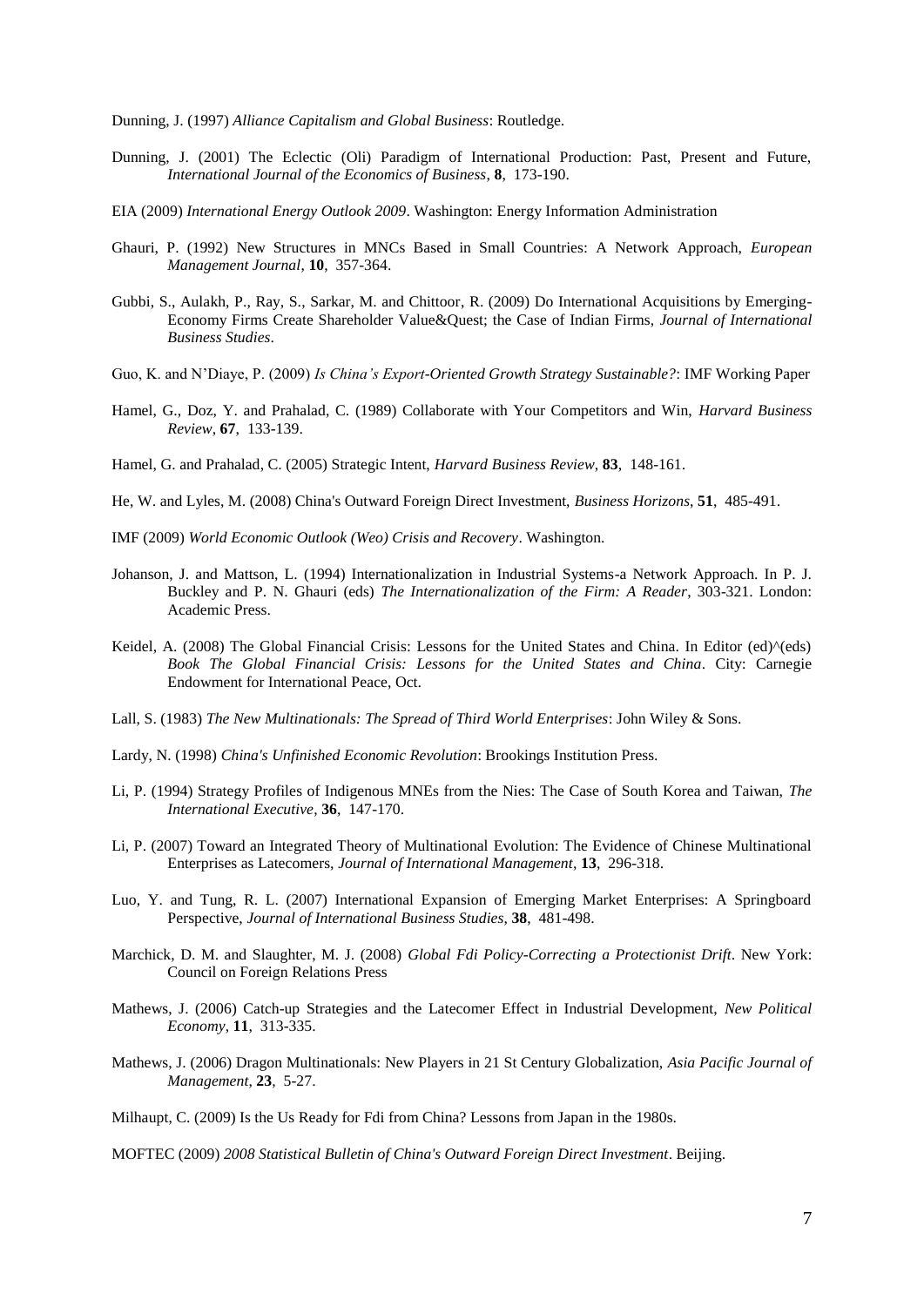Dunning, J. (1997) *Alliance Capitalism and Global Business*: Routledge.

Dunning, J. (2001) The Eclectic (Oli) Paradigm of International Production: Past, Present and Future, *International Journal of the Economics of Business*, **8**, 173-190.

EIA (2009) *International Energy Outlook 2009*. Washington: Energy Information Administration

Ghauri, P. (1992) New Structures in MNCs Based in Small Countries: A Network Approach, *European Management Journal*, **10**, 357-364.

Gubbi, S., Aulakh, P., Ray, S., Sarkar, M. and Chittoor, R. (2009) Do International Acquisitions by Emerging-Economy Firms Create Shareholder Value&Quest; the Case of Indian Firms, *Journal of International Business Studies*.

Guo, K. and N'Diaye, P. (2009) *Is China's Export-Oriented Growth Strategy Sustainable?*: IMF Working Paper

Hamel, G., Doz, Y. and Prahalad, C. (1989) Collaborate with Your Competitors and Win, *Harvard Business Review*, **67**, 133-139.

Hamel, G. and Prahalad, C. (2005) Strategic Intent, *Harvard Business Review*, **83**, 148-161.

He, W. and Lyles, M. (2008) China's Outward Foreign Direct Investment, *Business Horizons*, **51**, 485-491.

IMF (2009) *World Economic Outlook (Weo) Crisis and Recovery*. Washington.

Johanson, J. and Mattson, L. (1994) Internationalization in Industrial Systems-a Network Approach. In P. J. Buckley and P. N. Ghauri (eds) *The Internationalization of the Firm: A Reader*, 303-321. London: Academic Press.

Keidel, A. (2008) The Global Financial Crisis: Lessons for the United States and China. In Editor (ed)^(eds) *Book The Global Financial Crisis: Lessons for the United States and China*. City: Carnegie Endowment for International Peace, Oct.

Lall, S. (1983) *The New Multinationals: The Spread of Third World Enterprises*: John Wiley & Sons.

Lardy, N. (1998) *China's Unfinished Economic Revolution*: Brookings Institution Press.

Li, P. (1994) Strategy Profiles of Indigenous MNEs from the Nies: The Case of South Korea and Taiwan, *The International Executive*, **36**, 147-170.

Li, P. (2007) Toward an Integrated Theory of Multinational Evolution: The Evidence of Chinese Multinational Enterprises as Latecomers, *Journal of International Management*, **13**, 296-318.

Luo, Y. and Tung, R. L. (2007) International Expansion of Emerging Market Enterprises: A Springboard Perspective, *Journal of International Business Studies*, **38**, 481-498.

Marchick, D. M. and Slaughter, M. J. (2008) *Global Fdi Policy-Correcting a Protectionist Drift*. New York: Council on Foreign Relations Press

Mathews, J. (2006) Catch-up Strategies and the Latecomer Effect in Industrial Development, *New Political Economy*, **11**, 313-335.

Mathews, J. (2006) Dragon Multinationals: New Players in 21 St Century Globalization, *Asia Pacific Journal of Management*, **23**, 5-27.

Milhaupt, C. (2009) Is the Us Ready for Fdi from China? Lessons from Japan in the 1980s.

MOFTEC (2009) *2008 Statistical Bulletin of China's Outward Foreign Direct Investment*. Beijing.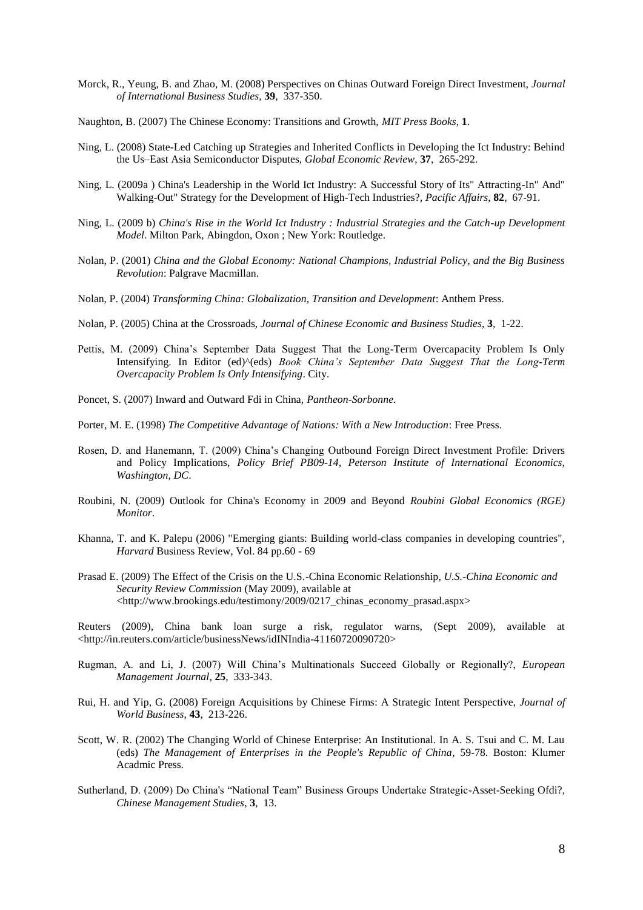Morck, R., Yeung, B. and Zhao, M. (2008) Perspectives on Chinas Outward Foreign Direct Investment, *Journal of International Business Studies*, **39**, 337-350.

Naughton, B. (2007) The Chinese Economy: Transitions and Growth, *MIT Press Books*, **1**.

Ning, L. (2008) State-Led Catching up Strategies and Inherited Conflicts in Developing the Ict Industry: Behind the Us–East Asia Semiconductor Disputes, *Global Economic Review*, **37**, 265-292.

Ning, L. (2009a ) China's Leadership in the World Ict Industry: A Successful Story of Its" Attracting-In" And" Walking-Out" Strategy for the Development of High-Tech Industries?, *Pacific Affairs*, **82**, 67-91.

Ning, L. (2009 b) *China's Rise in the World Ict Industry : Industrial Strategies and the Catch-up Development Model*. Milton Park, Abingdon, Oxon ; New York: Routledge.

Nolan, P. (2001) *China and the Global Economy: National Champions, Industrial Policy, and the Big Business Revolution*: Palgrave Macmillan.

Nolan, P. (2004) *Transforming China: Globalization, Transition and Development*: Anthem Press.

Nolan, P. (2005) China at the Crossroads, *Journal of Chinese Economic and Business Studies*, **3**, 1-22.

Pettis, M. (2009) China's September Data Suggest That the Long-Term Overcapacity Problem Is Only Intensifying. In Editor (ed)^(eds) *Book China's September Data Suggest That the Long-Term Overcapacity Problem Is Only Intensifying*. City.

Poncet, S. (2007) Inward and Outward Fdi in China, *Pantheon-Sorbonne*.

Porter, M. E. (1998) *The Competitive Advantage of Nations: With a New Introduction*: Free Press.

Rosen, D. and Hanemann, T. (2009) China's Changing Outbound Foreign Direct Investment Profile: Drivers and Policy Implications, *Policy Brief PB09-14, Peterson Institute of International Economics, Washington, DC*.

Roubini, N. (2009) Outlook for China's Economy in 2009 and Beyond *Roubini Global Economics (RGE) Monitor*.

Khanna, T. and K. Palepu (2006) "Emerging giants: Building world-class companies in developing countries", *Harvard* Business Review, Vol. 84 pp.60 - 69

Prasad E. (2009) The Effect of the Crisis on the U.S.-China Economic Relationship, *U.S.-China Economic and Security Review Commission* (May 2009), available at <http://www.brookings.edu/testimony/2009/0217_chinas_economy_prasad.aspx>

Reuters (2009), China bank loan surge a risk, regulator warns, (Sept 2009), available at <http://in.reuters.com/article/businessNews/idINIndia-41160720090720>

Rugman, A. and Li, J. (2007) Will China's Multinationals Succeed Globally or Regionally?, *European Management Journal*, **25**, 333-343.

Rui, H. and Yip, G. (2008) Foreign Acquisitions by Chinese Firms: A Strategic Intent Perspective, *Journal of World Business*, **43**, 213-226.

Scott, W. R. (2002) The Changing World of Chinese Enterprise: An Institutional. In A. S. Tsui and C. M. Lau (eds) *The Management of Enterprises in the People's Republic of China*, 59-78. Boston: Klumer Acadmic Press.

Sutherland, D. (2009) Do China's "National Team" Business Groups Undertake Strategic-Asset-Seeking Ofdi?, *Chinese Management Studies*, **3**, 13.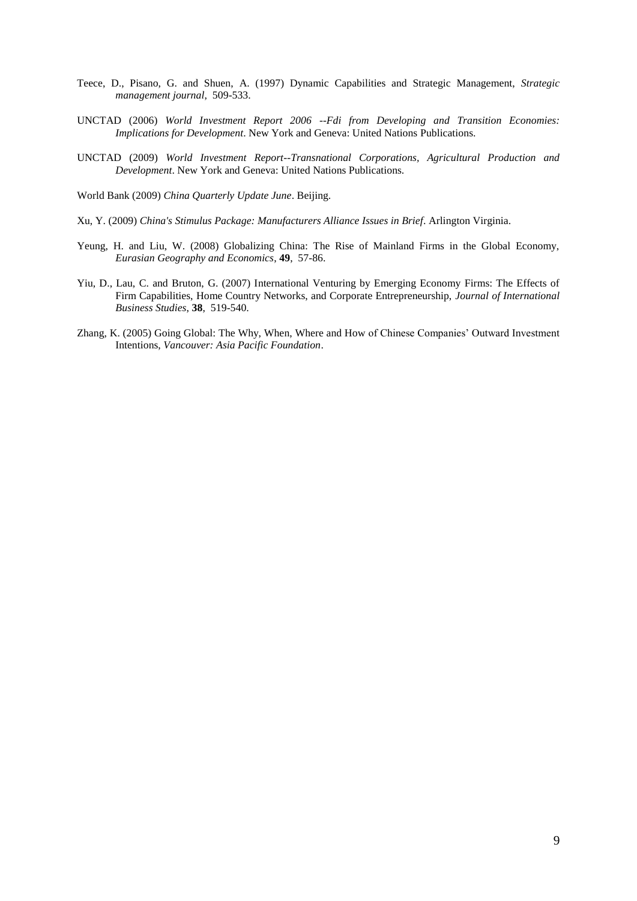Teece, D., Pisano, G. and Shuen, A. (1997) Dynamic Capabilities and Strategic Management, *Strategic management journal*, 509-533.

UNCTAD (2006) *World Investment Report 2006 --Fdi from Developing and Transition Economies: Implications for Development*. New York and Geneva: United Nations Publications.

UNCTAD (2009) *World Investment Report--Transnational Corporations, Agricultural Production and Development*. New York and Geneva: United Nations Publications.

World Bank (2009) *China Quarterly Update June*. Beijing.

Xu, Y. (2009) *China's Stimulus Package: Manufacturers Alliance Issues in Brief*. Arlington Virginia.

Yeung, H. and Liu, W. (2008) Globalizing China: The Rise of Mainland Firms in the Global Economy, *Eurasian Geography and Economics*, **49**, 57-86.

Yiu, D., Lau, C. and Bruton, G. (2007) International Venturing by Emerging Economy Firms: The Effects of Firm Capabilities, Home Country Networks, and Corporate Entrepreneurship, *Journal of International Business Studies*, **38**, 519-540.

Zhang, K. (2005) Going Global: The Why, When, Where and How of Chinese Companies' Outward Investment Intentions, *Vancouver: Asia Pacific Foundation*.